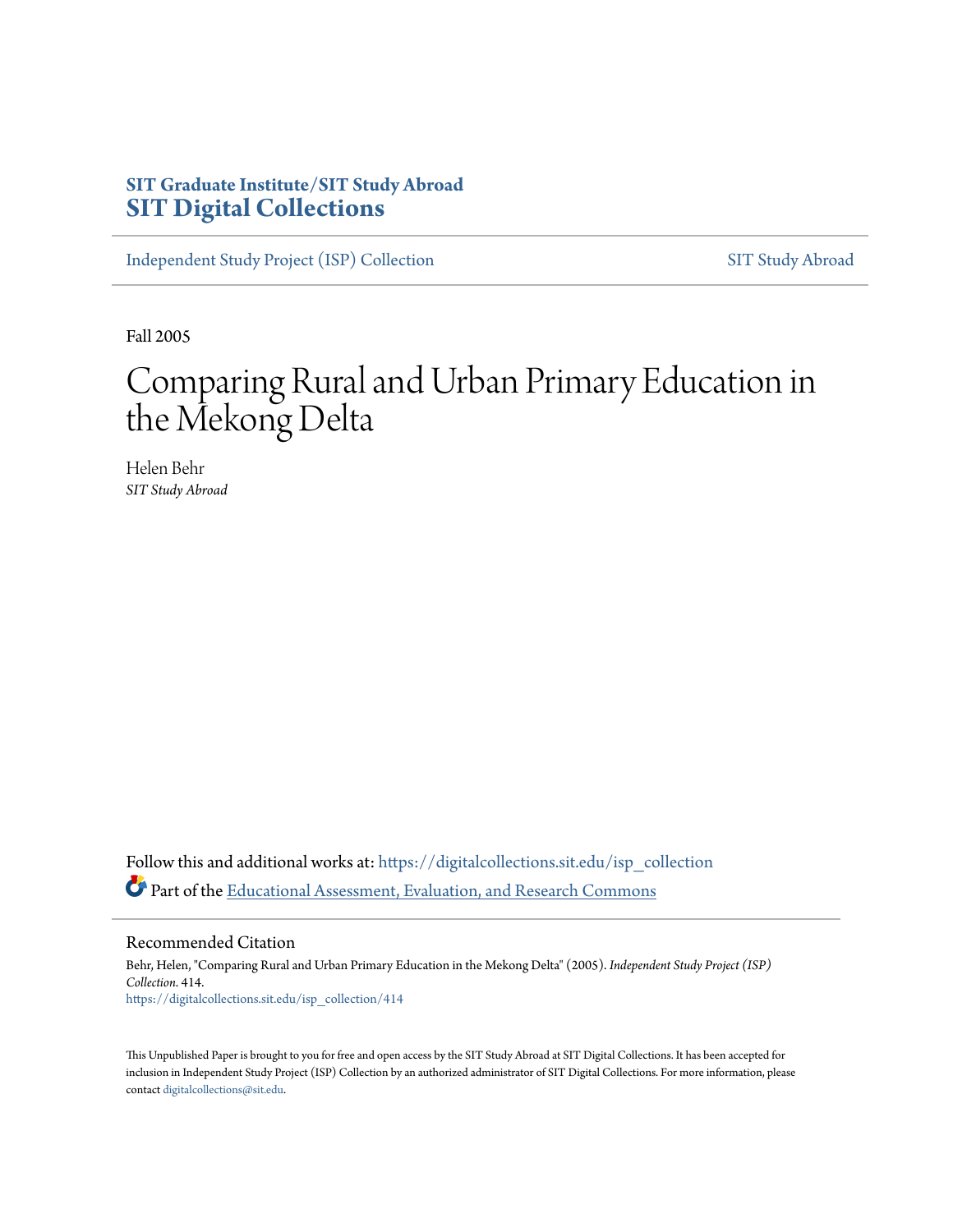SIT Graduate Institute/SIT Study Abroad
**SIT Digital Collections**

Independent Study Project (ISP) Collection | SIT Study Abroad

Fall 2005

# Comparing Rural and Urban Primary Education in the Mekong Delta

Helen Behr
*SIT Study Abroad*

Follow this and additional works at: https://digitalcollections.sit.edu/isp_collection

Part of the Educational Assessment, Evaluation, and Research Commons

## Recommended Citation

Behr, Helen, "Comparing Rural and Urban Primary Education in the Mekong Delta" (2005). *Independent Study Project (ISP) Collection*. 414.
https://digitalcollections.sit.edu/isp_collection/414

This Unpublished Paper is brought to you for free and open access by the SIT Study Abroad at SIT Digital Collections. It has been accepted for inclusion in Independent Study Project (ISP) Collection by an authorized administrator of SIT Digital Collections. For more information, please contact digitalcollections@sit.edu.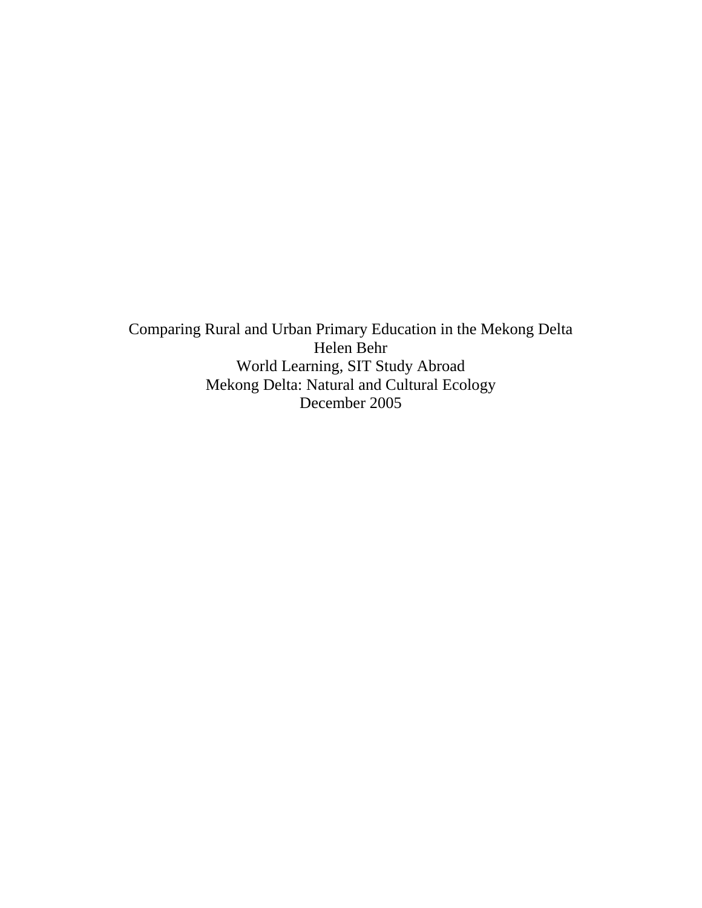Comparing Rural and Urban Primary Education in the Mekong Delta

Helen Behr

World Learning, SIT Study Abroad

Mekong Delta: Natural and Cultural Ecology

December 2005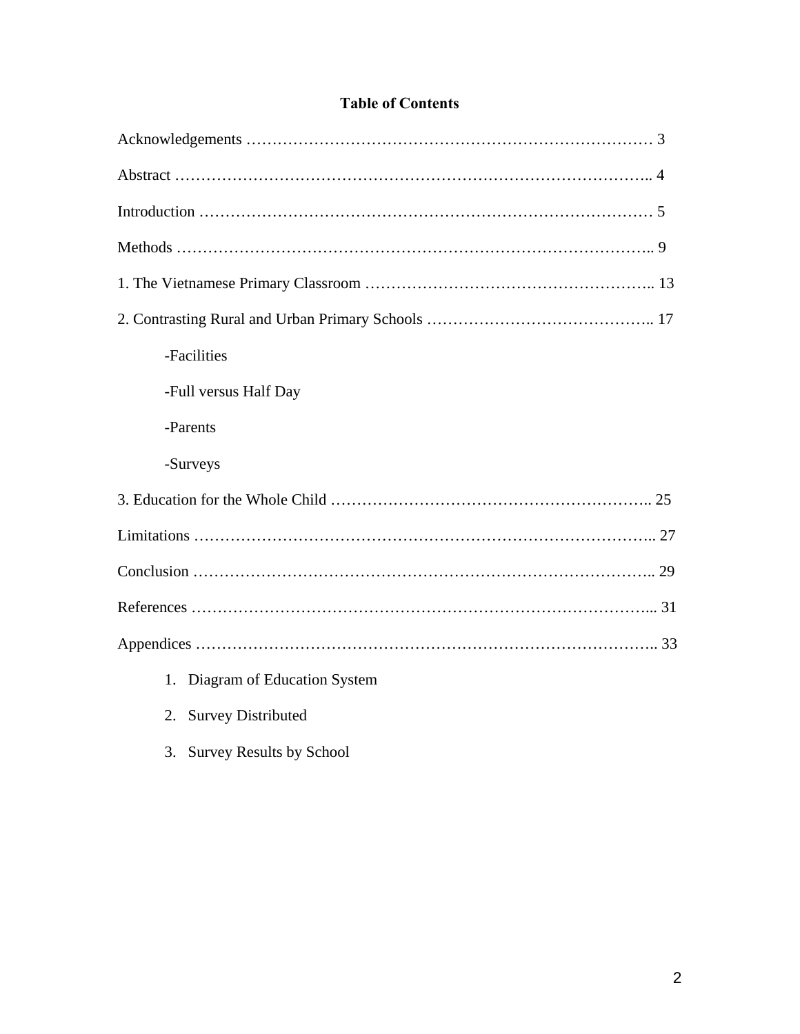**Table of Contents**

Acknowledgements …………………………………………………………………… 3

Abstract ……………………………………………………………………………….. 4

Introduction ………………………………………………………………………… 5

Methods ……………………………………………………………………………….. 9

1. The Vietnamese Primary Classroom ……………………………………………….. 13

2. Contrasting Rural and Urban Primary Schools …………………………………….. 17

    -Facilities

    -Full versus Half Day

    -Parents

    -Surveys

3. Education for the Whole Child …………………………………………………….. 25

Limitations …………………………………………………………………………….. 27

Conclusion ……………………………………………………………………………….. 29

References …………………………………………………………………………... 31

Appendices …………………………………………………………………………….. 33

1. Diagram of Education System
2. Survey Distributed
3. Survey Results by School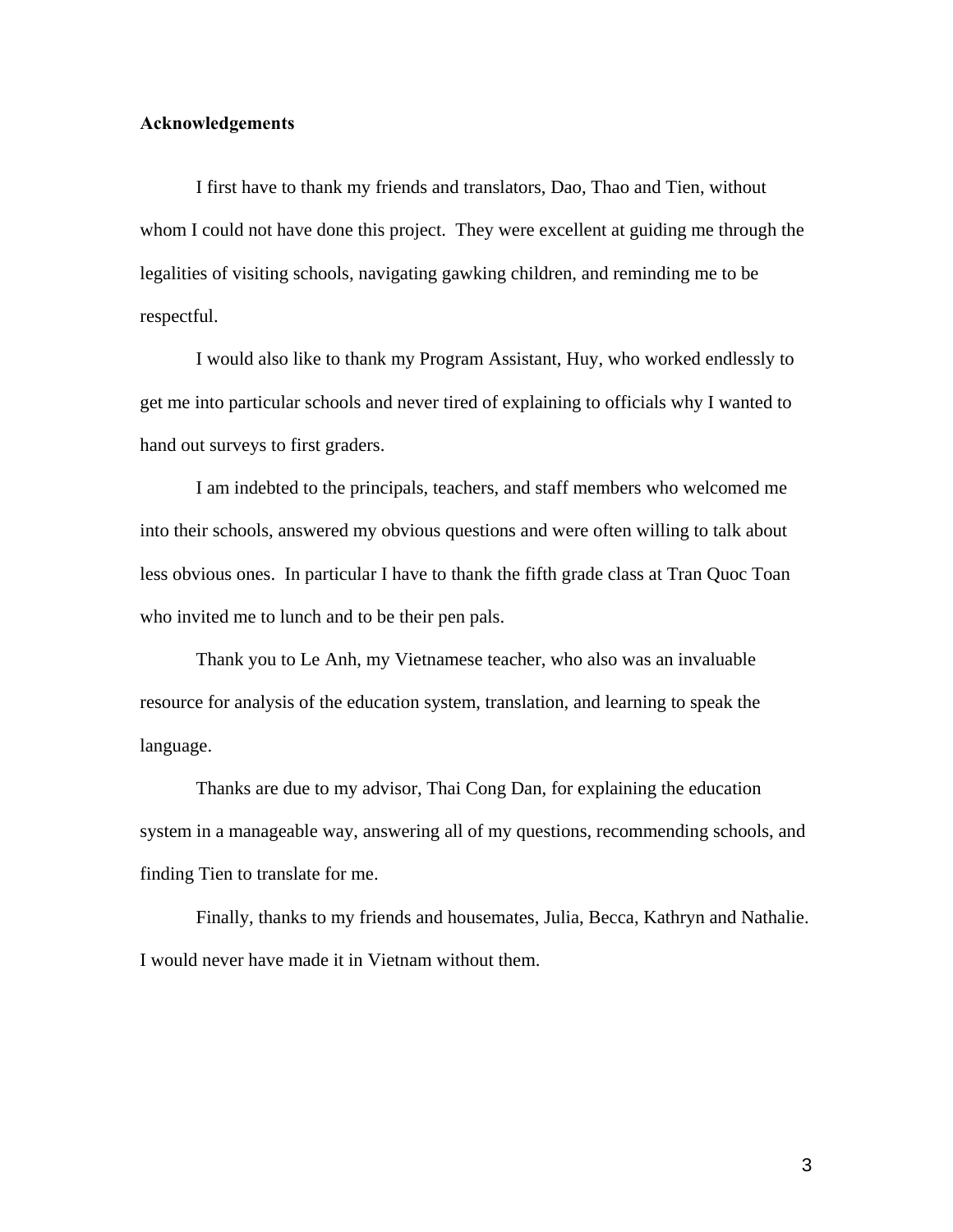**Acknowledgements**

I first have to thank my friends and translators, Dao, Thao and Tien, without whom I could not have done this project. They were excellent at guiding me through the legalities of visiting schools, navigating gawking children, and reminding me to be respectful.

I would also like to thank my Program Assistant, Huy, who worked endlessly to get me into particular schools and never tired of explaining to officials why I wanted to hand out surveys to first graders.

I am indebted to the principals, teachers, and staff members who welcomed me into their schools, answered my obvious questions and were often willing to talk about less obvious ones. In particular I have to thank the fifth grade class at Tran Quoc Toan who invited me to lunch and to be their pen pals.

Thank you to Le Anh, my Vietnamese teacher, who also was an invaluable resource for analysis of the education system, translation, and learning to speak the language.

Thanks are due to my advisor, Thai Cong Dan, for explaining the education system in a manageable way, answering all of my questions, recommending schools, and finding Tien to translate for me.

Finally, thanks to my friends and housemates, Julia, Becca, Kathryn and Nathalie. I would never have made it in Vietnam without them.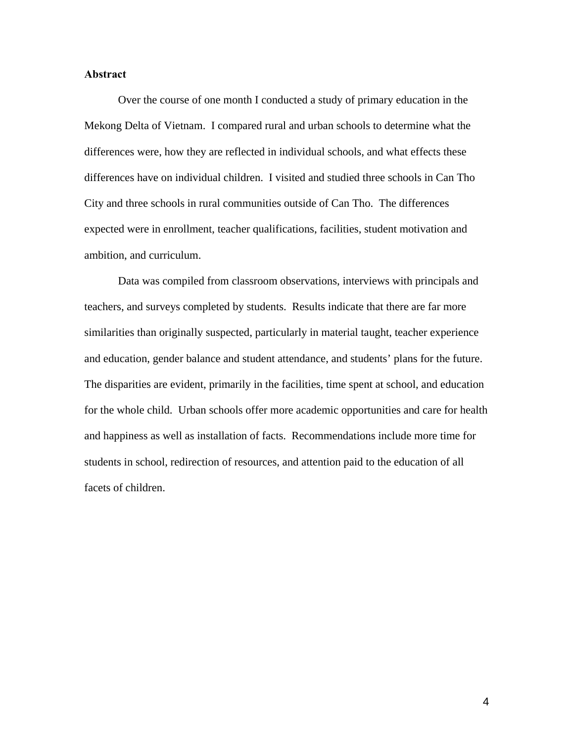## Abstract

Over the course of one month I conducted a study of primary education in the Mekong Delta of Vietnam. I compared rural and urban schools to determine what the differences were, how they are reflected in individual schools, and what effects these differences have on individual children. I visited and studied three schools in Can Tho City and three schools in rural communities outside of Can Tho. The differences expected were in enrollment, teacher qualifications, facilities, student motivation and ambition, and curriculum.

Data was compiled from classroom observations, interviews with principals and teachers, and surveys completed by students. Results indicate that there are far more similarities than originally suspected, particularly in material taught, teacher experience and education, gender balance and student attendance, and students' plans for the future. The disparities are evident, primarily in the facilities, time spent at school, and education for the whole child. Urban schools offer more academic opportunities and care for health and happiness as well as installation of facts. Recommendations include more time for students in school, redirection of resources, and attention paid to the education of all facets of children.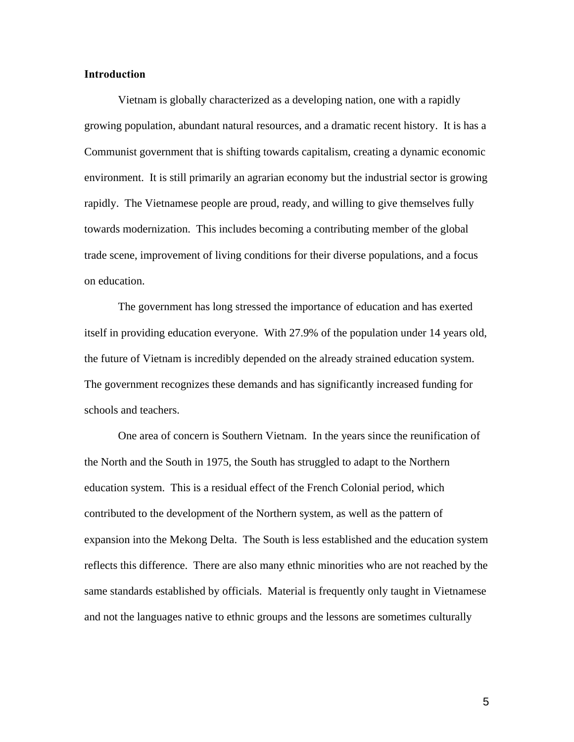**Introduction**

Vietnam is globally characterized as a developing nation, one with a rapidly growing population, abundant natural resources, and a dramatic recent history. It is has a Communist government that is shifting towards capitalism, creating a dynamic economic environment. It is still primarily an agrarian economy but the industrial sector is growing rapidly. The Vietnamese people are proud, ready, and willing to give themselves fully towards modernization. This includes becoming a contributing member of the global trade scene, improvement of living conditions for their diverse populations, and a focus on education.

The government has long stressed the importance of education and has exerted itself in providing education everyone. With 27.9% of the population under 14 years old, the future of Vietnam is incredibly depended on the already strained education system. The government recognizes these demands and has significantly increased funding for schools and teachers.

One area of concern is Southern Vietnam. In the years since the reunification of the North and the South in 1975, the South has struggled to adapt to the Northern education system. This is a residual effect of the French Colonial period, which contributed to the development of the Northern system, as well as the pattern of expansion into the Mekong Delta. The South is less established and the education system reflects this difference. There are also many ethnic minorities who are not reached by the same standards established by officials. Material is frequently only taught in Vietnamese and not the languages native to ethnic groups and the lessons are sometimes culturally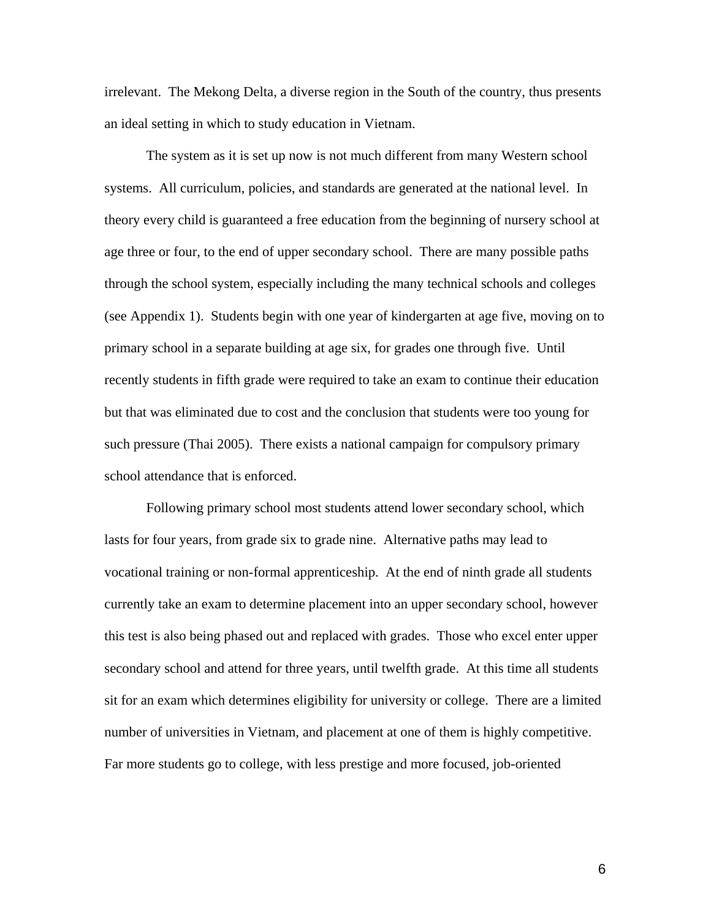irrelevant. The Mekong Delta, a diverse region in the South of the country, thus presents an ideal setting in which to study education in Vietnam.

The system as it is set up now is not much different from many Western school systems. All curriculum, policies, and standards are generated at the national level. In theory every child is guaranteed a free education from the beginning of nursery school at age three or four, to the end of upper secondary school. There are many possible paths through the school system, especially including the many technical schools and colleges (see Appendix 1). Students begin with one year of kindergarten at age five, moving on to primary school in a separate building at age six, for grades one through five. Until recently students in fifth grade were required to take an exam to continue their education but that was eliminated due to cost and the conclusion that students were too young for such pressure (Thai 2005). There exists a national campaign for compulsory primary school attendance that is enforced.

Following primary school most students attend lower secondary school, which lasts for four years, from grade six to grade nine. Alternative paths may lead to vocational training or non-formal apprenticeship. At the end of ninth grade all students currently take an exam to determine placement into an upper secondary school, however this test is also being phased out and replaced with grades. Those who excel enter upper secondary school and attend for three years, until twelfth grade. At this time all students sit for an exam which determines eligibility for university or college. There are a limited number of universities in Vietnam, and placement at one of them is highly competitive. Far more students go to college, with less prestige and more focused, job-oriented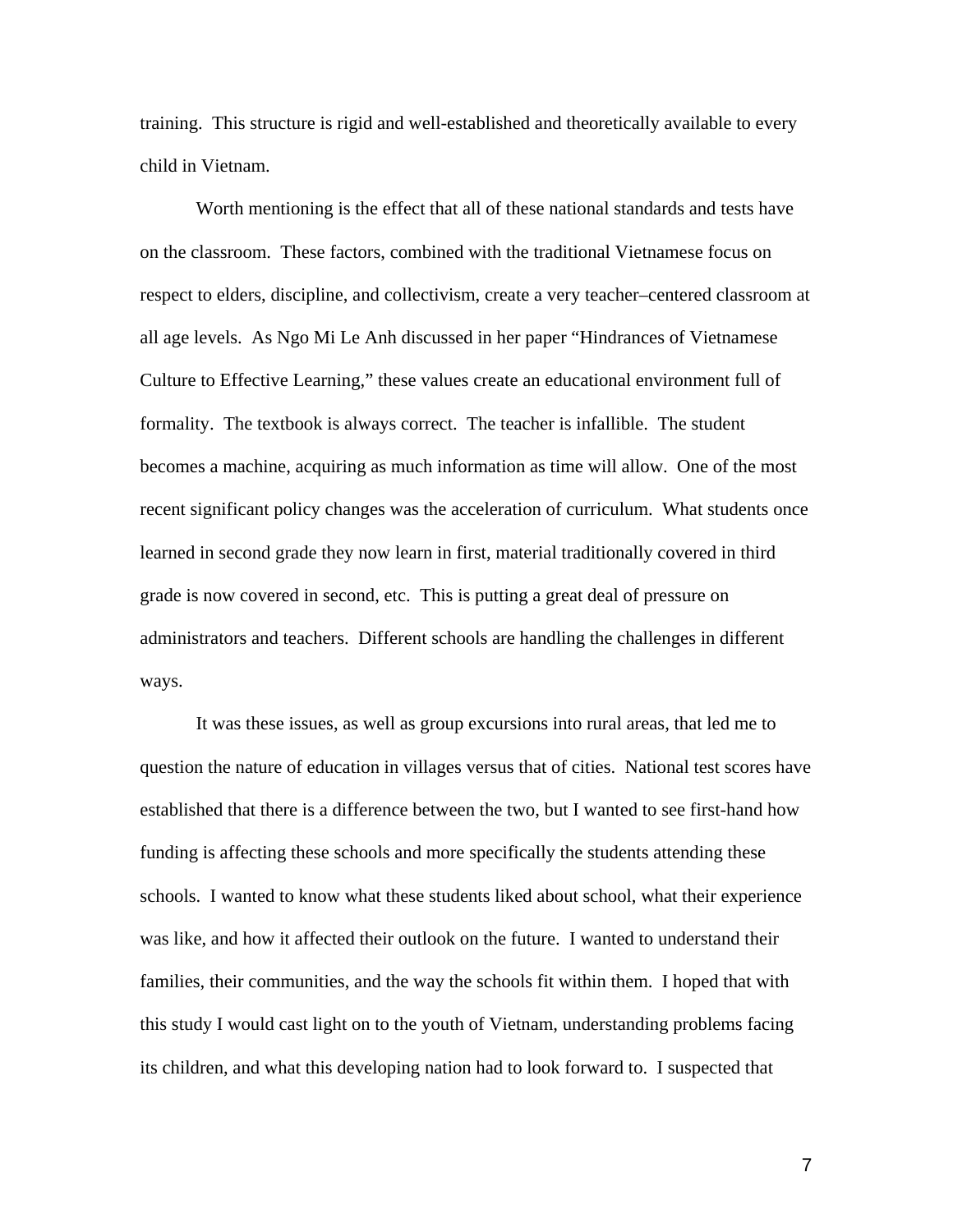training. This structure is rigid and well-established and theoretically available to every child in Vietnam.

Worth mentioning is the effect that all of these national standards and tests have on the classroom. These factors, combined with the traditional Vietnamese focus on respect to elders, discipline, and collectivism, create a very teacher–centered classroom at all age levels. As Ngo Mi Le Anh discussed in her paper "Hindrances of Vietnamese Culture to Effective Learning," these values create an educational environment full of formality. The textbook is always correct. The teacher is infallible. The student becomes a machine, acquiring as much information as time will allow. One of the most recent significant policy changes was the acceleration of curriculum. What students once learned in second grade they now learn in first, material traditionally covered in third grade is now covered in second, etc. This is putting a great deal of pressure on administrators and teachers. Different schools are handling the challenges in different ways.

It was these issues, as well as group excursions into rural areas, that led me to question the nature of education in villages versus that of cities. National test scores have established that there is a difference between the two, but I wanted to see first-hand how funding is affecting these schools and more specifically the students attending these schools. I wanted to know what these students liked about school, what their experience was like, and how it affected their outlook on the future. I wanted to understand their families, their communities, and the way the schools fit within them. I hoped that with this study I would cast light on to the youth of Vietnam, understanding problems facing its children, and what this developing nation had to look forward to. I suspected that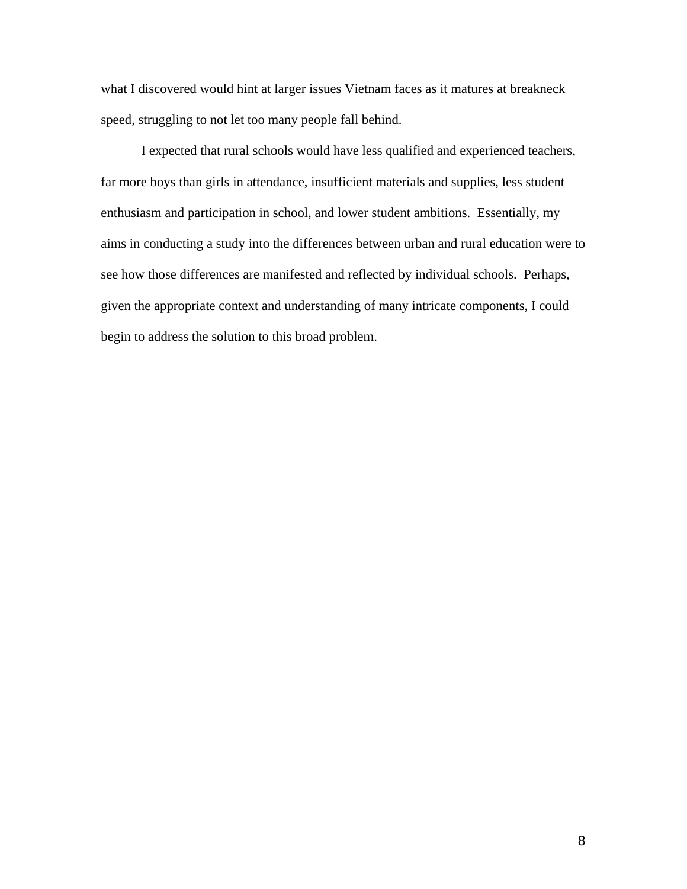what I discovered would hint at larger issues Vietnam faces as it matures at breakneck speed, struggling to not let too many people fall behind.

I expected that rural schools would have less qualified and experienced teachers, far more boys than girls in attendance, insufficient materials and supplies, less student enthusiasm and participation in school, and lower student ambitions. Essentially, my aims in conducting a study into the differences between urban and rural education were to see how those differences are manifested and reflected by individual schools. Perhaps, given the appropriate context and understanding of many intricate components, I could begin to address the solution to this broad problem.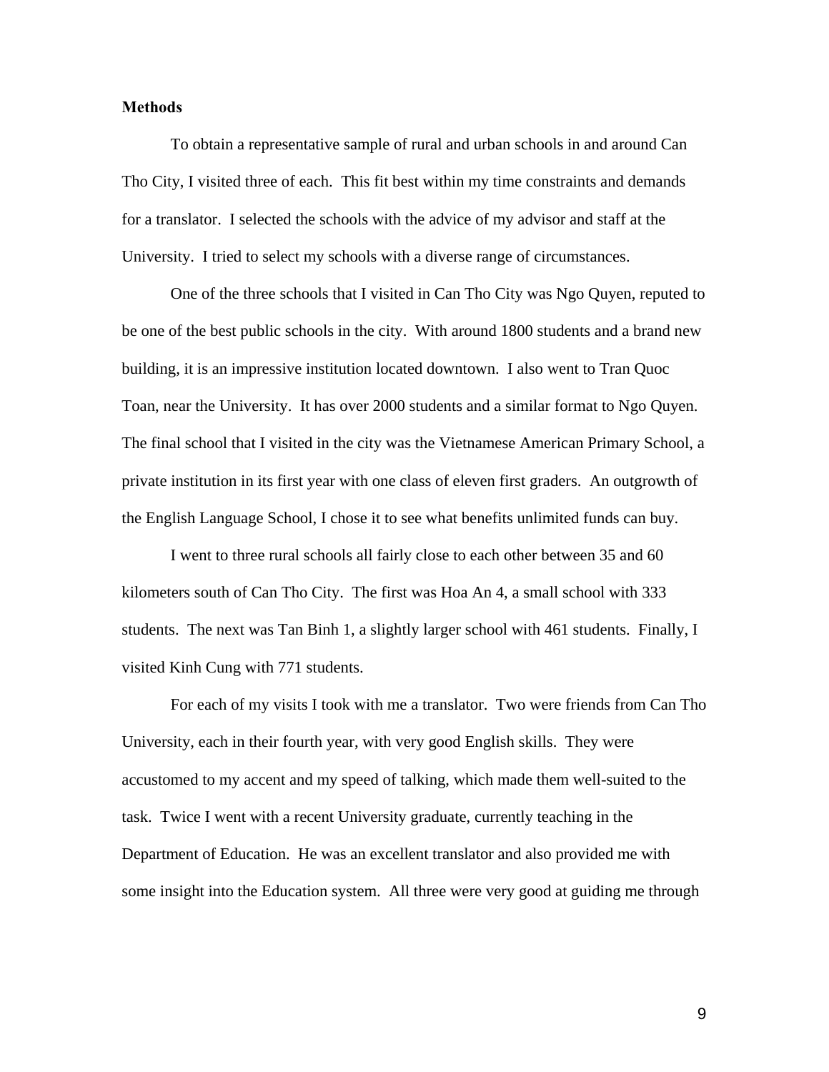**Methods**

To obtain a representative sample of rural and urban schools in and around Can Tho City, I visited three of each. This fit best within my time constraints and demands for a translator. I selected the schools with the advice of my advisor and staff at the University. I tried to select my schools with a diverse range of circumstances.

One of the three schools that I visited in Can Tho City was Ngo Quyen, reputed to be one of the best public schools in the city. With around 1800 students and a brand new building, it is an impressive institution located downtown. I also went to Tran Quoc Toan, near the University. It has over 2000 students and a similar format to Ngo Quyen. The final school that I visited in the city was the Vietnamese American Primary School, a private institution in its first year with one class of eleven first graders. An outgrowth of the English Language School, I chose it to see what benefits unlimited funds can buy.

I went to three rural schools all fairly close to each other between 35 and 60 kilometers south of Can Tho City. The first was Hoa An 4, a small school with 333 students. The next was Tan Binh 1, a slightly larger school with 461 students. Finally, I visited Kinh Cung with 771 students.

For each of my visits I took with me a translator. Two were friends from Can Tho University, each in their fourth year, with very good English skills. They were accustomed to my accent and my speed of talking, which made them well-suited to the task. Twice I went with a recent University graduate, currently teaching in the Department of Education. He was an excellent translator and also provided me with some insight into the Education system. All three were very good at guiding me through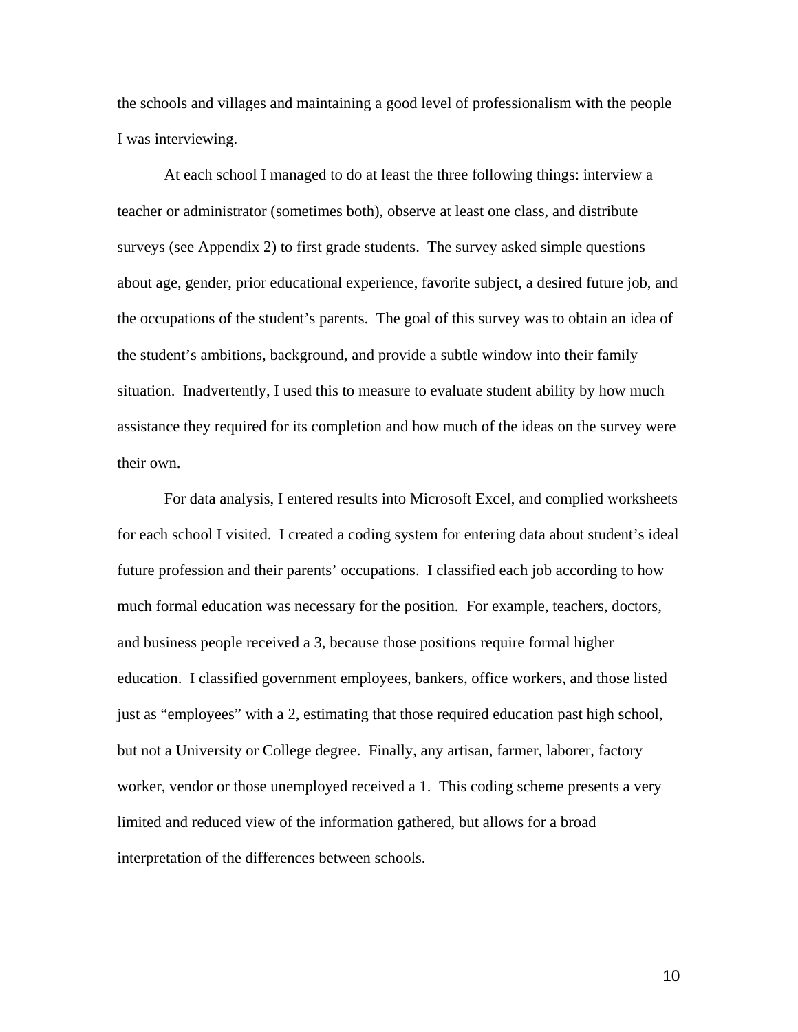the schools and villages and maintaining a good level of professionalism with the people I was interviewing.

At each school I managed to do at least the three following things: interview a teacher or administrator (sometimes both), observe at least one class, and distribute surveys (see Appendix 2) to first grade students. The survey asked simple questions about age, gender, prior educational experience, favorite subject, a desired future job, and the occupations of the student's parents. The goal of this survey was to obtain an idea of the student's ambitions, background, and provide a subtle window into their family situation. Inadvertently, I used this to measure to evaluate student ability by how much assistance they required for its completion and how much of the ideas on the survey were their own.

For data analysis, I entered results into Microsoft Excel, and complied worksheets for each school I visited. I created a coding system for entering data about student's ideal future profession and their parents' occupations. I classified each job according to how much formal education was necessary for the position. For example, teachers, doctors, and business people received a 3, because those positions require formal higher education. I classified government employees, bankers, office workers, and those listed just as "employees" with a 2, estimating that those required education past high school, but not a University or College degree. Finally, any artisan, farmer, laborer, factory worker, vendor or those unemployed received a 1. This coding scheme presents a very limited and reduced view of the information gathered, but allows for a broad interpretation of the differences between schools.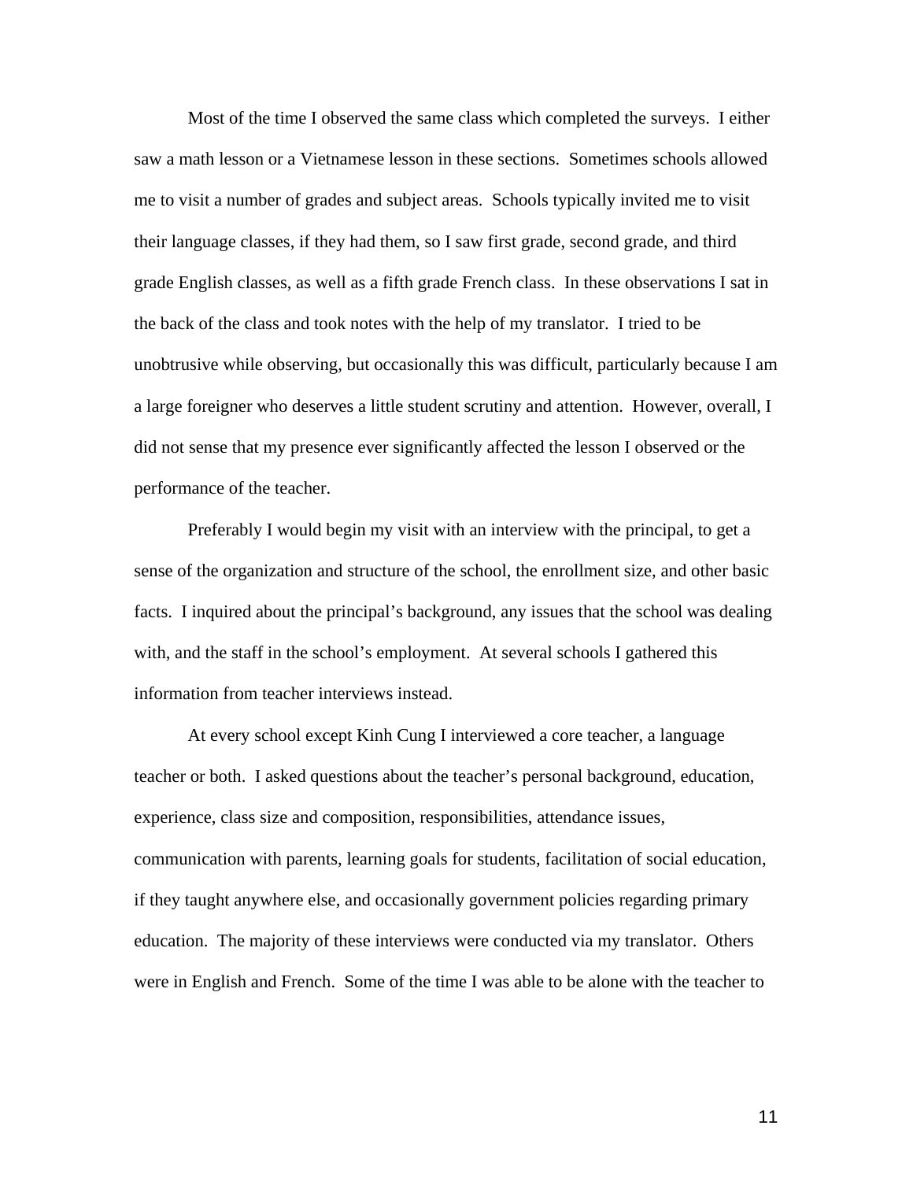Most of the time I observed the same class which completed the surveys. I either saw a math lesson or a Vietnamese lesson in these sections. Sometimes schools allowed me to visit a number of grades and subject areas. Schools typically invited me to visit their language classes, if they had them, so I saw first grade, second grade, and third grade English classes, as well as a fifth grade French class. In these observations I sat in the back of the class and took notes with the help of my translator. I tried to be unobtrusive while observing, but occasionally this was difficult, particularly because I am a large foreigner who deserves a little student scrutiny and attention. However, overall, I did not sense that my presence ever significantly affected the lesson I observed or the performance of the teacher.

Preferably I would begin my visit with an interview with the principal, to get a sense of the organization and structure of the school, the enrollment size, and other basic facts. I inquired about the principal's background, any issues that the school was dealing with, and the staff in the school's employment. At several schools I gathered this information from teacher interviews instead.

At every school except Kinh Cung I interviewed a core teacher, a language teacher or both. I asked questions about the teacher's personal background, education, experience, class size and composition, responsibilities, attendance issues, communication with parents, learning goals for students, facilitation of social education, if they taught anywhere else, and occasionally government policies regarding primary education. The majority of these interviews were conducted via my translator. Others were in English and French. Some of the time I was able to be alone with the teacher to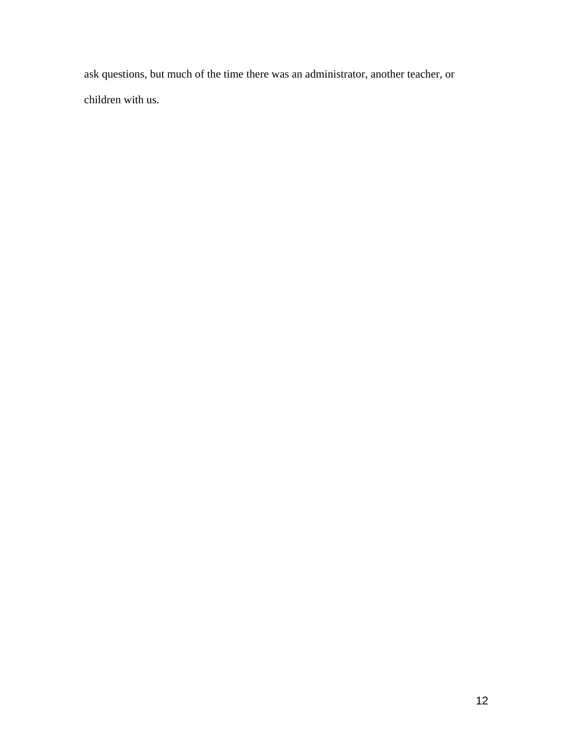ask questions, but much of the time there was an administrator, another teacher, or children with us.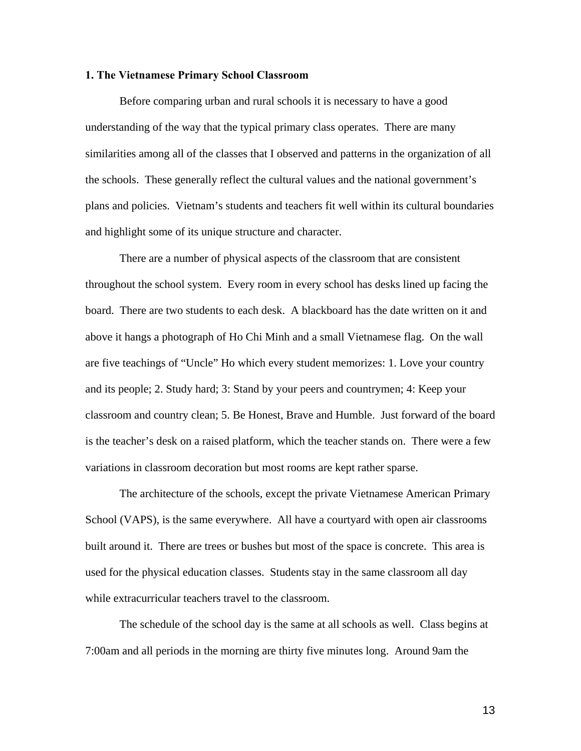**1. The Vietnamese Primary School Classroom**

Before comparing urban and rural schools it is necessary to have a good understanding of the way that the typical primary class operates. There are many similarities among all of the classes that I observed and patterns in the organization of all the schools. These generally reflect the cultural values and the national government's plans and policies. Vietnam's students and teachers fit well within its cultural boundaries and highlight some of its unique structure and character.

There are a number of physical aspects of the classroom that are consistent throughout the school system. Every room in every school has desks lined up facing the board. There are two students to each desk. A blackboard has the date written on it and above it hangs a photograph of Ho Chi Minh and a small Vietnamese flag. On the wall are five teachings of "Uncle" Ho which every student memorizes: 1. Love your country and its people; 2. Study hard; 3: Stand by your peers and countrymen; 4: Keep your classroom and country clean; 5. Be Honest, Brave and Humble. Just forward of the board is the teacher's desk on a raised platform, which the teacher stands on. There were a few variations in classroom decoration but most rooms are kept rather sparse.

The architecture of the schools, except the private Vietnamese American Primary School (VAPS), is the same everywhere. All have a courtyard with open air classrooms built around it. There are trees or bushes but most of the space is concrete. This area is used for the physical education classes. Students stay in the same classroom all day while extracurricular teachers travel to the classroom.

The schedule of the school day is the same at all schools as well. Class begins at 7:00am and all periods in the morning are thirty five minutes long. Around 9am the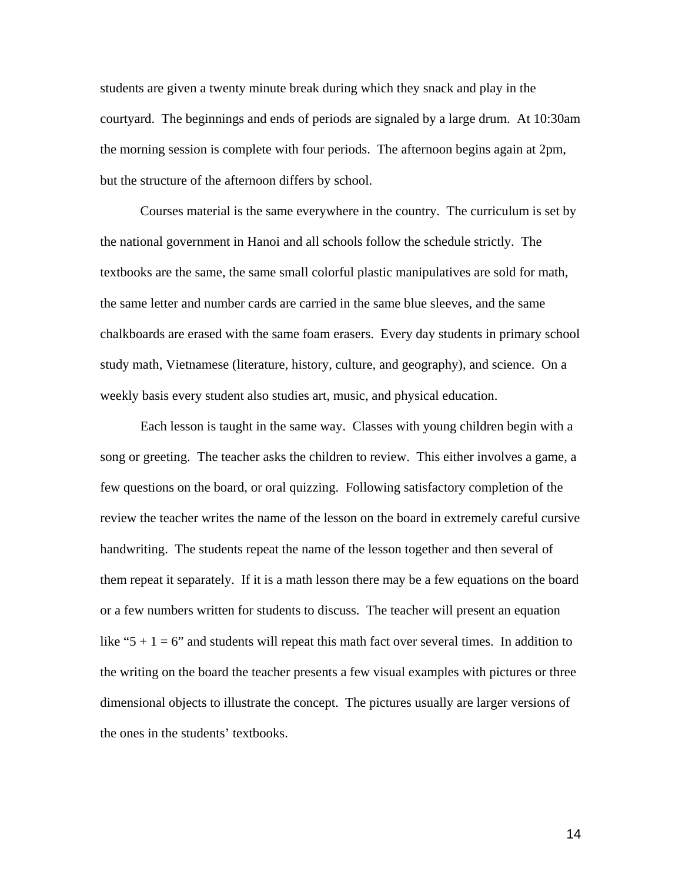students are given a twenty minute break during which they snack and play in the courtyard. The beginnings and ends of periods are signaled by a large drum. At 10:30am the morning session is complete with four periods. The afternoon begins again at 2pm, but the structure of the afternoon differs by school.

Courses material is the same everywhere in the country. The curriculum is set by the national government in Hanoi and all schools follow the schedule strictly. The textbooks are the same, the same small colorful plastic manipulatives are sold for math, the same letter and number cards are carried in the same blue sleeves, and the same chalkboards are erased with the same foam erasers. Every day students in primary school study math, Vietnamese (literature, history, culture, and geography), and science. On a weekly basis every student also studies art, music, and physical education.

Each lesson is taught in the same way. Classes with young children begin with a song or greeting. The teacher asks the children to review. This either involves a game, a few questions on the board, or oral quizzing. Following satisfactory completion of the review the teacher writes the name of the lesson on the board in extremely careful cursive handwriting. The students repeat the name of the lesson together and then several of them repeat it separately. If it is a math lesson there may be a few equations on the board or a few numbers written for students to discuss. The teacher will present an equation like "$5 + 1 = 6$" and students will repeat this math fact over several times. In addition to the writing on the board the teacher presents a few visual examples with pictures or three dimensional objects to illustrate the concept. The pictures usually are larger versions of the ones in the students' textbooks.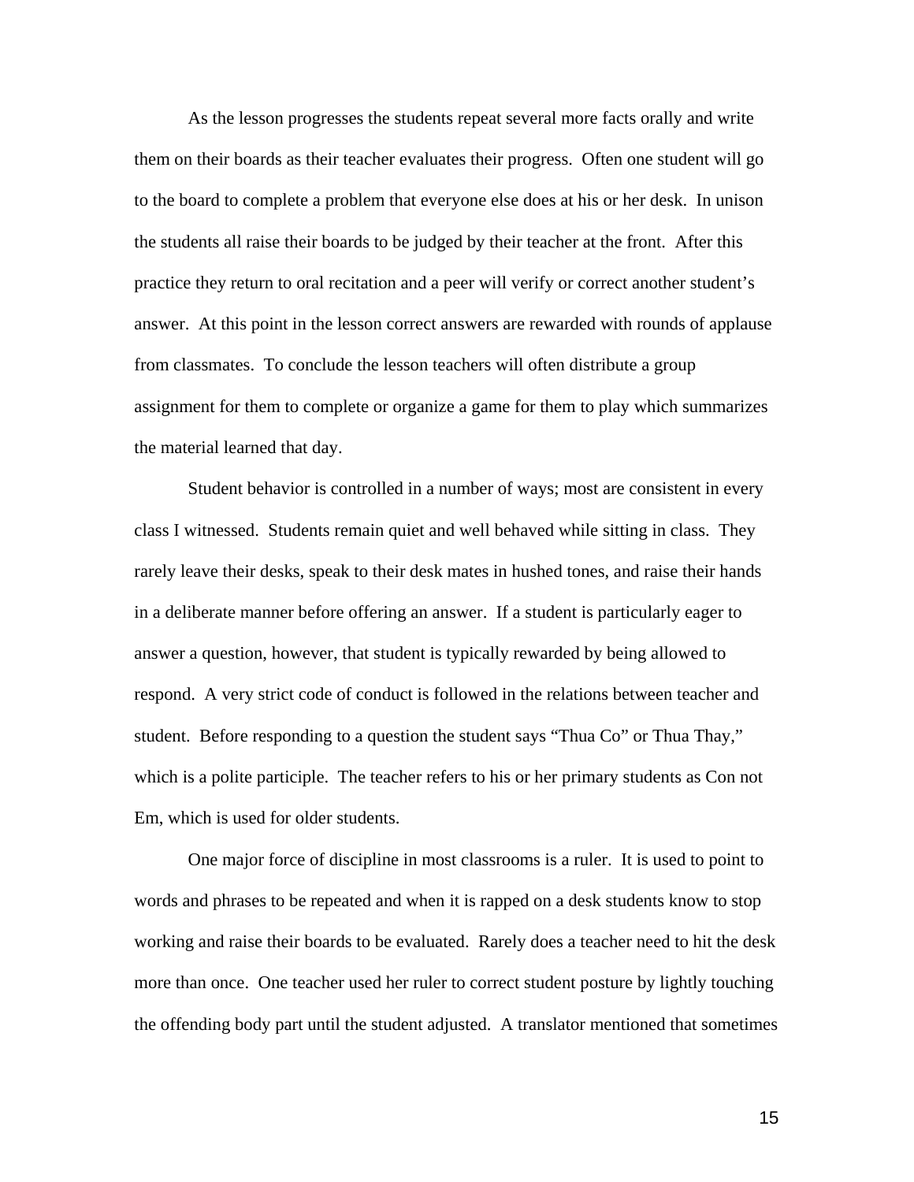As the lesson progresses the students repeat several more facts orally and write them on their boards as their teacher evaluates their progress. Often one student will go to the board to complete a problem that everyone else does at his or her desk. In unison the students all raise their boards to be judged by their teacher at the front. After this practice they return to oral recitation and a peer will verify or correct another student's answer. At this point in the lesson correct answers are rewarded with rounds of applause from classmates. To conclude the lesson teachers will often distribute a group assignment for them to complete or organize a game for them to play which summarizes the material learned that day.

Student behavior is controlled in a number of ways; most are consistent in every class I witnessed. Students remain quiet and well behaved while sitting in class. They rarely leave their desks, speak to their desk mates in hushed tones, and raise their hands in a deliberate manner before offering an answer. If a student is particularly eager to answer a question, however, that student is typically rewarded by being allowed to respond. A very strict code of conduct is followed in the relations between teacher and student. Before responding to a question the student says "Thua Co" or Thua Thay," which is a polite participle. The teacher refers to his or her primary students as Con not Em, which is used for older students.

One major force of discipline in most classrooms is a ruler. It is used to point to words and phrases to be repeated and when it is rapped on a desk students know to stop working and raise their boards to be evaluated. Rarely does a teacher need to hit the desk more than once. One teacher used her ruler to correct student posture by lightly touching the offending body part until the student adjusted. A translator mentioned that sometimes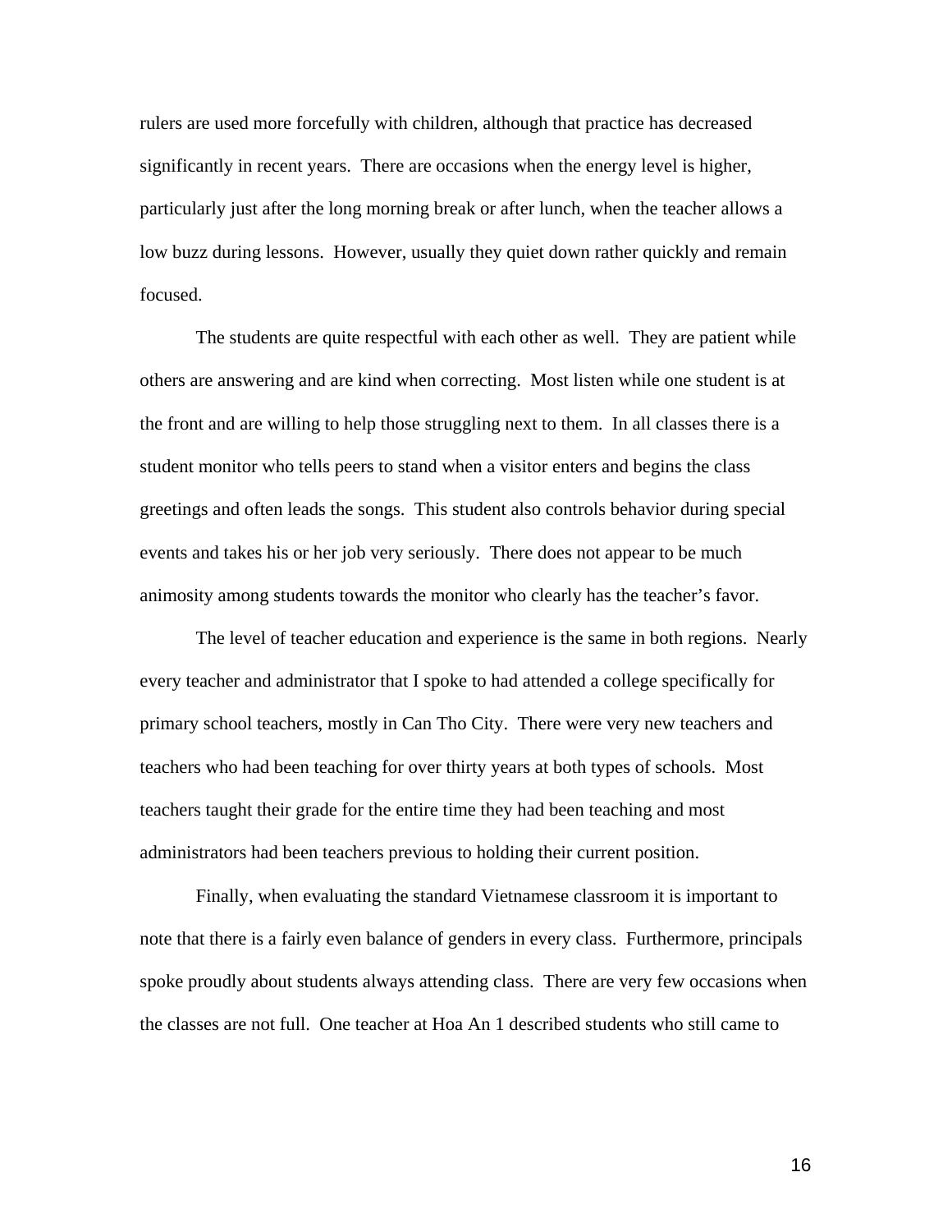rulers are used more forcefully with children, although that practice has decreased significantly in recent years. There are occasions when the energy level is higher, particularly just after the long morning break or after lunch, when the teacher allows a low buzz during lessons. However, usually they quiet down rather quickly and remain focused.

The students are quite respectful with each other as well. They are patient while others are answering and are kind when correcting. Most listen while one student is at the front and are willing to help those struggling next to them. In all classes there is a student monitor who tells peers to stand when a visitor enters and begins the class greetings and often leads the songs. This student also controls behavior during special events and takes his or her job very seriously. There does not appear to be much animosity among students towards the monitor who clearly has the teacher's favor.

The level of teacher education and experience is the same in both regions. Nearly every teacher and administrator that I spoke to had attended a college specifically for primary school teachers, mostly in Can Tho City. There were very new teachers and teachers who had been teaching for over thirty years at both types of schools. Most teachers taught their grade for the entire time they had been teaching and most administrators had been teachers previous to holding their current position.

Finally, when evaluating the standard Vietnamese classroom it is important to note that there is a fairly even balance of genders in every class. Furthermore, principals spoke proudly about students always attending class. There are very few occasions when the classes are not full. One teacher at Hoa An 1 described students who still came to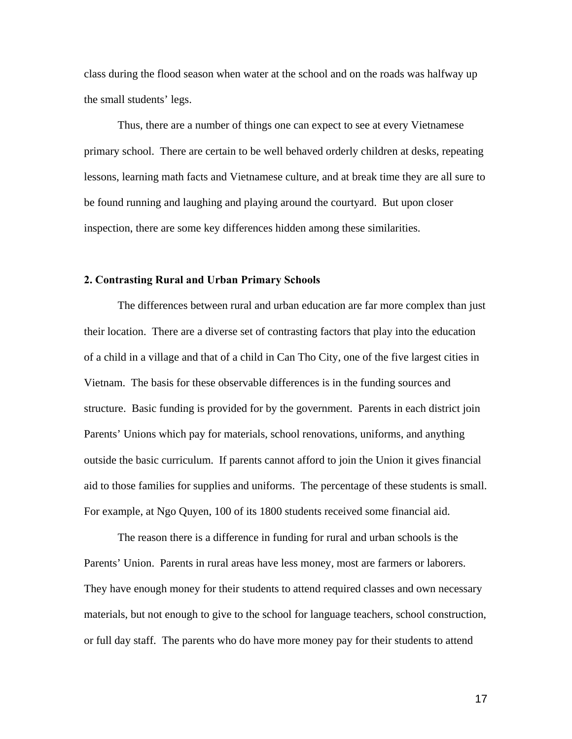class during the flood season when water at the school and on the roads was halfway up the small students' legs.

Thus, there are a number of things one can expect to see at every Vietnamese primary school. There are certain to be well behaved orderly children at desks, repeating lessons, learning math facts and Vietnamese culture, and at break time they are all sure to be found running and laughing and playing around the courtyard. But upon closer inspection, there are some key differences hidden among these similarities.

## 2. Contrasting Rural and Urban Primary Schools

The differences between rural and urban education are far more complex than just their location. There are a diverse set of contrasting factors that play into the education of a child in a village and that of a child in Can Tho City, one of the five largest cities in Vietnam. The basis for these observable differences is in the funding sources and structure. Basic funding is provided for by the government. Parents in each district join Parents' Unions which pay for materials, school renovations, uniforms, and anything outside the basic curriculum. If parents cannot afford to join the Union it gives financial aid to those families for supplies and uniforms. The percentage of these students is small. For example, at Ngo Quyen, 100 of its 1800 students received some financial aid.

The reason there is a difference in funding for rural and urban schools is the Parents' Union. Parents in rural areas have less money, most are farmers or laborers. They have enough money for their students to attend required classes and own necessary materials, but not enough to give to the school for language teachers, school construction, or full day staff. The parents who do have more money pay for their students to attend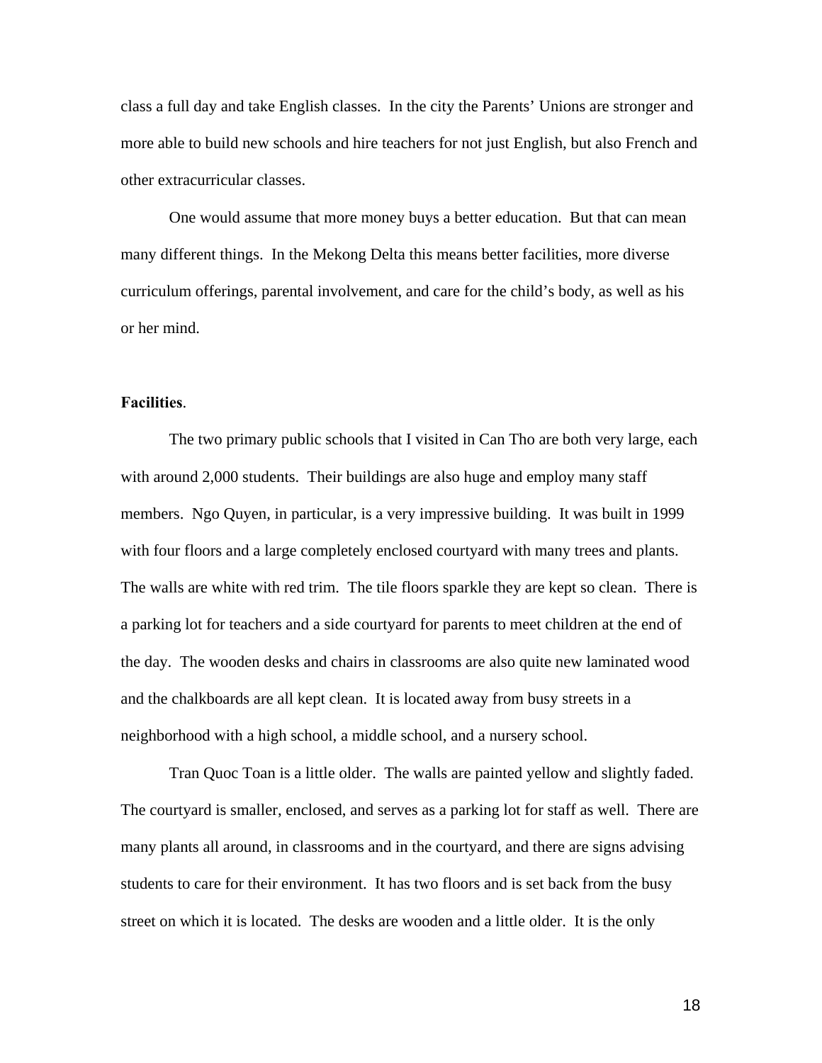class a full day and take English classes. In the city the Parents' Unions are stronger and more able to build new schools and hire teachers for not just English, but also French and other extracurricular classes.

One would assume that more money buys a better education. But that can mean many different things. In the Mekong Delta this means better facilities, more diverse curriculum offerings, parental involvement, and care for the child's body, as well as his or her mind.

**Facilities**.

The two primary public schools that I visited in Can Tho are both very large, each with around 2,000 students. Their buildings are also huge and employ many staff members. Ngo Quyen, in particular, is a very impressive building. It was built in 1999 with four floors and a large completely enclosed courtyard with many trees and plants. The walls are white with red trim. The tile floors sparkle they are kept so clean. There is a parking lot for teachers and a side courtyard for parents to meet children at the end of the day. The wooden desks and chairs in classrooms are also quite new laminated wood and the chalkboards are all kept clean. It is located away from busy streets in a neighborhood with a high school, a middle school, and a nursery school.

Tran Quoc Toan is a little older. The walls are painted yellow and slightly faded. The courtyard is smaller, enclosed, and serves as a parking lot for staff as well. There are many plants all around, in classrooms and in the courtyard, and there are signs advising students to care for their environment. It has two floors and is set back from the busy street on which it is located. The desks are wooden and a little older. It is the only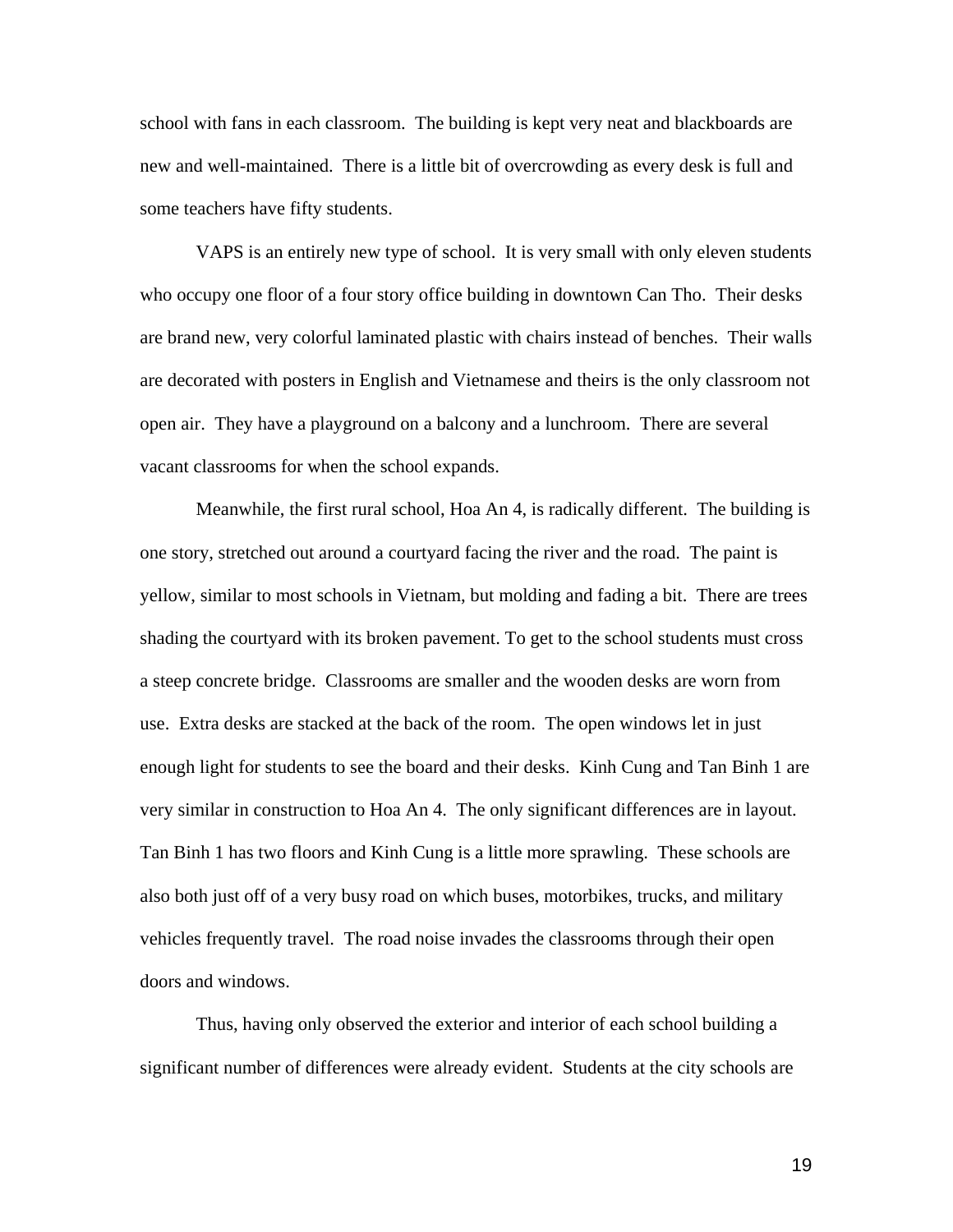school with fans in each classroom. The building is kept very neat and blackboards are new and well-maintained. There is a little bit of overcrowding as every desk is full and some teachers have fifty students.

VAPS is an entirely new type of school. It is very small with only eleven students who occupy one floor of a four story office building in downtown Can Tho. Their desks are brand new, very colorful laminated plastic with chairs instead of benches. Their walls are decorated with posters in English and Vietnamese and theirs is the only classroom not open air. They have a playground on a balcony and a lunchroom. There are several vacant classrooms for when the school expands.

Meanwhile, the first rural school, Hoa An 4, is radically different. The building is one story, stretched out around a courtyard facing the river and the road. The paint is yellow, similar to most schools in Vietnam, but molding and fading a bit. There are trees shading the courtyard with its broken pavement. To get to the school students must cross a steep concrete bridge. Classrooms are smaller and the wooden desks are worn from use. Extra desks are stacked at the back of the room. The open windows let in just enough light for students to see the board and their desks. Kinh Cung and Tan Binh 1 are very similar in construction to Hoa An 4. The only significant differences are in layout. Tan Binh 1 has two floors and Kinh Cung is a little more sprawling. These schools are also both just off of a very busy road on which buses, motorbikes, trucks, and military vehicles frequently travel. The road noise invades the classrooms through their open doors and windows.

Thus, having only observed the exterior and interior of each school building a significant number of differences were already evident. Students at the city schools are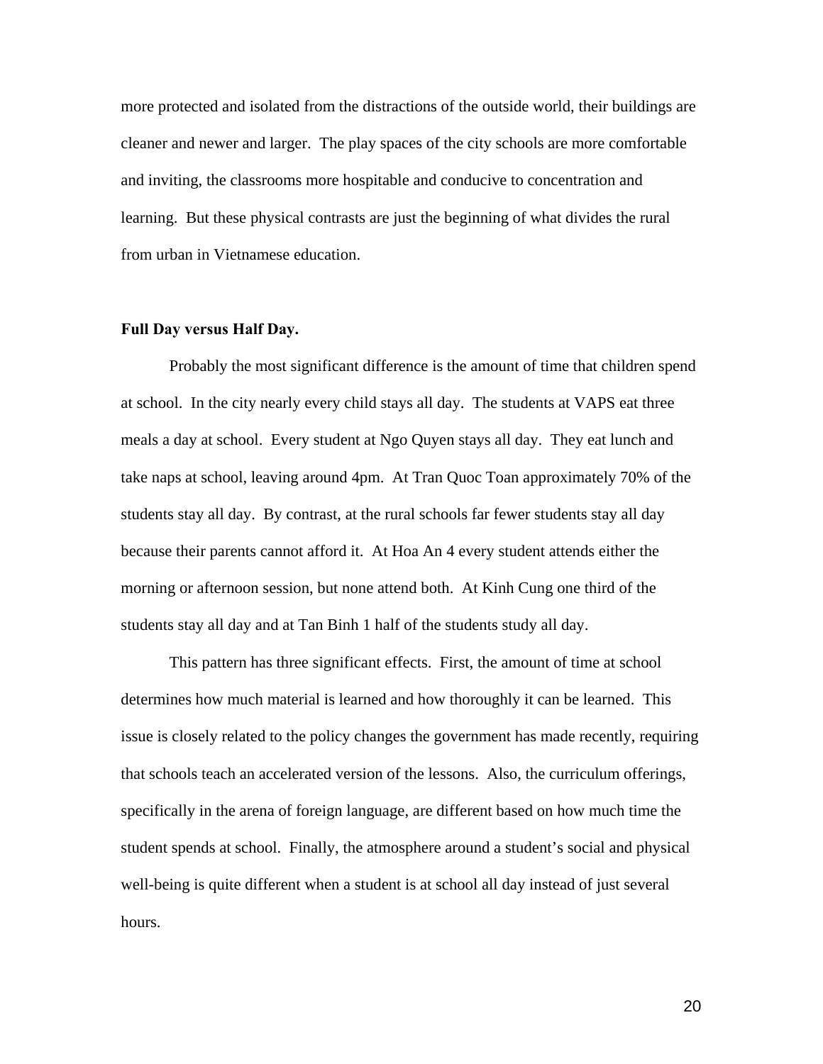more protected and isolated from the distractions of the outside world, their buildings are cleaner and newer and larger. The play spaces of the city schools are more comfortable and inviting, the classrooms more hospitable and conducive to concentration and learning. But these physical contrasts are just the beginning of what divides the rural from urban in Vietnamese education.

**Full Day versus Half Day.**

Probably the most significant difference is the amount of time that children spend at school. In the city nearly every child stays all day. The students at VAPS eat three meals a day at school. Every student at Ngo Quyen stays all day. They eat lunch and take naps at school, leaving around 4pm. At Tran Quoc Toan approximately 70% of the students stay all day. By contrast, at the rural schools far fewer students stay all day because their parents cannot afford it. At Hoa An 4 every student attends either the morning or afternoon session, but none attend both. At Kinh Cung one third of the students stay all day and at Tan Binh 1 half of the students study all day.

This pattern has three significant effects. First, the amount of time at school determines how much material is learned and how thoroughly it can be learned. This issue is closely related to the policy changes the government has made recently, requiring that schools teach an accelerated version of the lessons. Also, the curriculum offerings, specifically in the arena of foreign language, are different based on how much time the student spends at school. Finally, the atmosphere around a student's social and physical well-being is quite different when a student is at school all day instead of just several hours.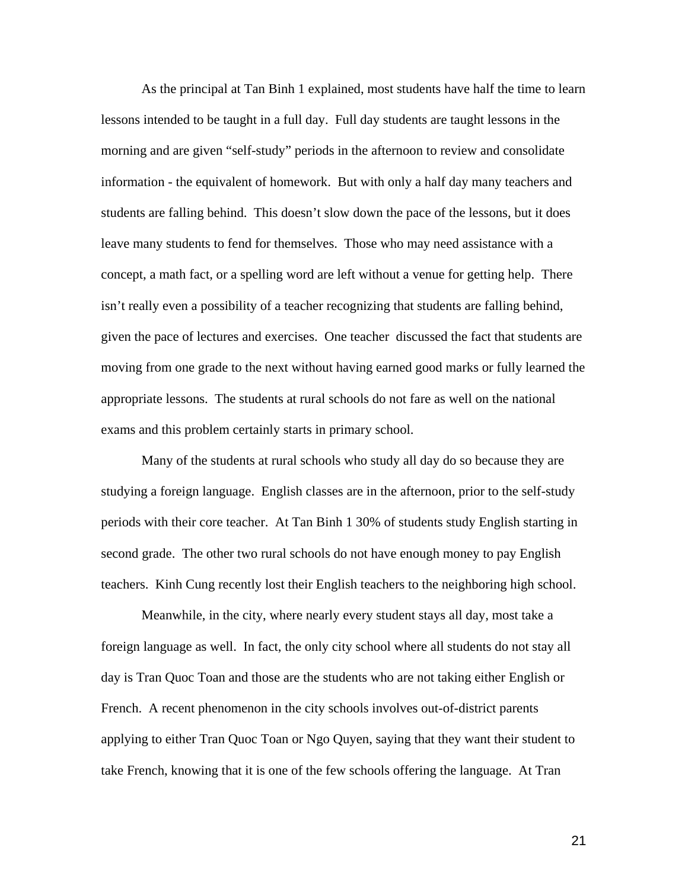As the principal at Tan Binh 1 explained, most students have half the time to learn lessons intended to be taught in a full day. Full day students are taught lessons in the morning and are given "self-study" periods in the afternoon to review and consolidate information - the equivalent of homework. But with only a half day many teachers and students are falling behind. This doesn't slow down the pace of the lessons, but it does leave many students to fend for themselves. Those who may need assistance with a concept, a math fact, or a spelling word are left without a venue for getting help. There isn't really even a possibility of a teacher recognizing that students are falling behind, given the pace of lectures and exercises. One teacher discussed the fact that students are moving from one grade to the next without having earned good marks or fully learned the appropriate lessons. The students at rural schools do not fare as well on the national exams and this problem certainly starts in primary school.

Many of the students at rural schools who study all day do so because they are studying a foreign language. English classes are in the afternoon, prior to the self-study periods with their core teacher. At Tan Binh 1 30% of students study English starting in second grade. The other two rural schools do not have enough money to pay English teachers. Kinh Cung recently lost their English teachers to the neighboring high school.

Meanwhile, in the city, where nearly every student stays all day, most take a foreign language as well. In fact, the only city school where all students do not stay all day is Tran Quoc Toan and those are the students who are not taking either English or French. A recent phenomenon in the city schools involves out-of-district parents applying to either Tran Quoc Toan or Ngo Quyen, saying that they want their student to take French, knowing that it is one of the few schools offering the language. At Tran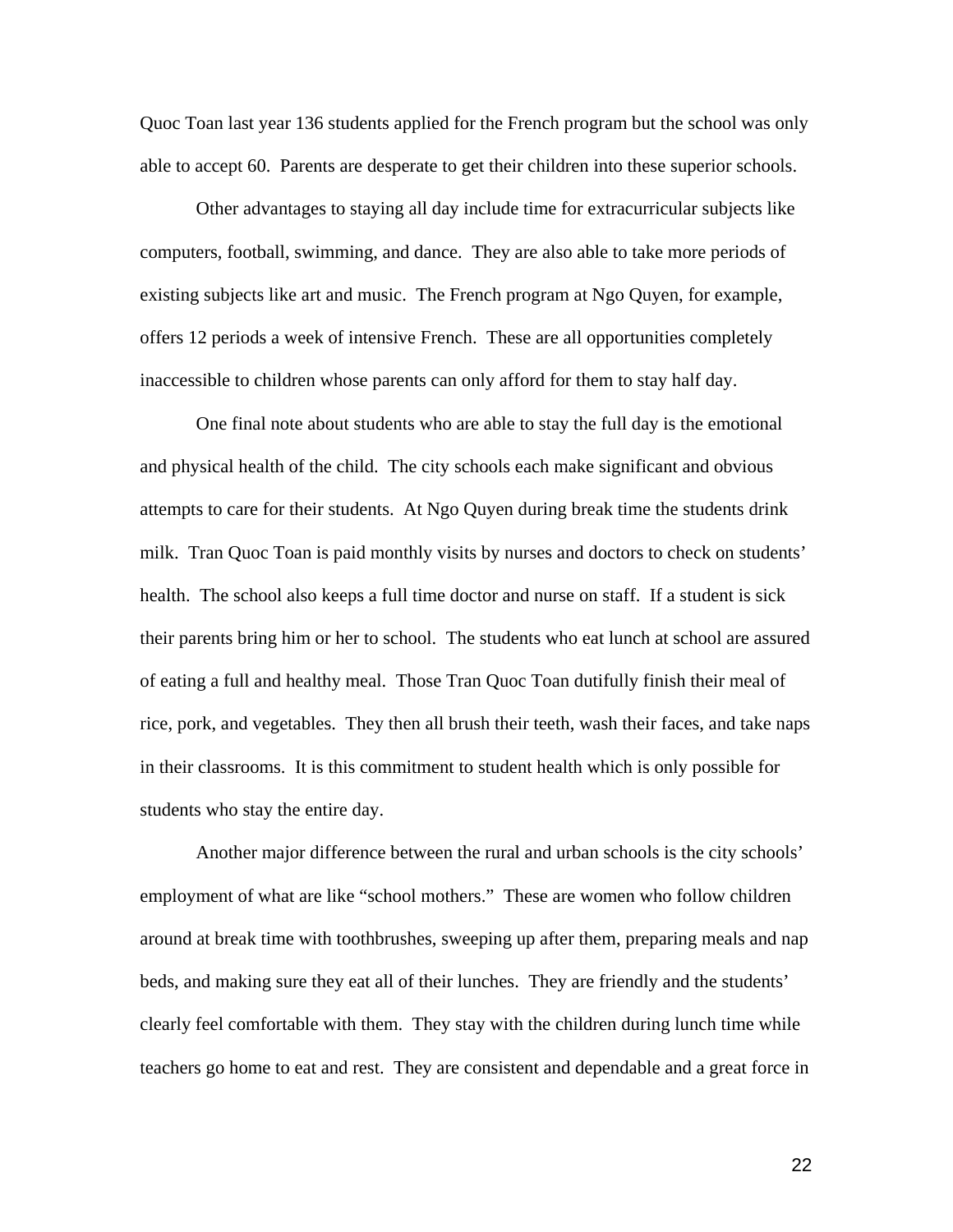Quoc Toan last year 136 students applied for the French program but the school was only able to accept 60. Parents are desperate to get their children into these superior schools.

Other advantages to staying all day include time for extracurricular subjects like computers, football, swimming, and dance. They are also able to take more periods of existing subjects like art and music. The French program at Ngo Quyen, for example, offers 12 periods a week of intensive French. These are all opportunities completely inaccessible to children whose parents can only afford for them to stay half day.

One final note about students who are able to stay the full day is the emotional and physical health of the child. The city schools each make significant and obvious attempts to care for their students. At Ngo Quyen during break time the students drink milk. Tran Quoc Toan is paid monthly visits by nurses and doctors to check on students' health. The school also keeps a full time doctor and nurse on staff. If a student is sick their parents bring him or her to school. The students who eat lunch at school are assured of eating a full and healthy meal. Those Tran Quoc Toan dutifully finish their meal of rice, pork, and vegetables. They then all brush their teeth, wash their faces, and take naps in their classrooms. It is this commitment to student health which is only possible for students who stay the entire day.

Another major difference between the rural and urban schools is the city schools' employment of what are like "school mothers." These are women who follow children around at break time with toothbrushes, sweeping up after them, preparing meals and nap beds, and making sure they eat all of their lunches. They are friendly and the students' clearly feel comfortable with them. They stay with the children during lunch time while teachers go home to eat and rest. They are consistent and dependable and a great force in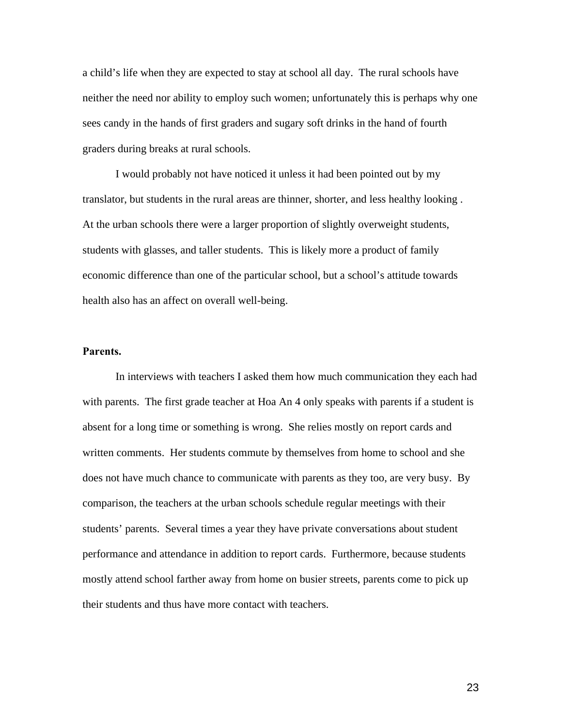a child's life when they are expected to stay at school all day.  The rural schools have neither the need nor ability to employ such women; unfortunately this is perhaps why one sees candy in the hands of first graders and sugary soft drinks in the hand of fourth graders during breaks at rural schools.

I would probably not have noticed it unless it had been pointed out by my translator, but students in the rural areas are thinner, shorter, and less healthy looking . At the urban schools there were a larger proportion of slightly overweight students, students with glasses, and taller students.  This is likely more a product of family economic difference than one of the particular school, but a school's attitude towards health also has an affect on overall well-being.

**Parents.**

In interviews with teachers I asked them how much communication they each had with parents.  The first grade teacher at Hoa An 4 only speaks with parents if a student is absent for a long time or something is wrong.  She relies mostly on report cards and written comments.  Her students commute by themselves from home to school and she does not have much chance to communicate with parents as they too, are very busy.  By comparison, the teachers at the urban schools schedule regular meetings with their students' parents.  Several times a year they have private conversations about student performance and attendance in addition to report cards.  Furthermore, because students mostly attend school farther away from home on busier streets, parents come to pick up their students and thus have more contact with teachers.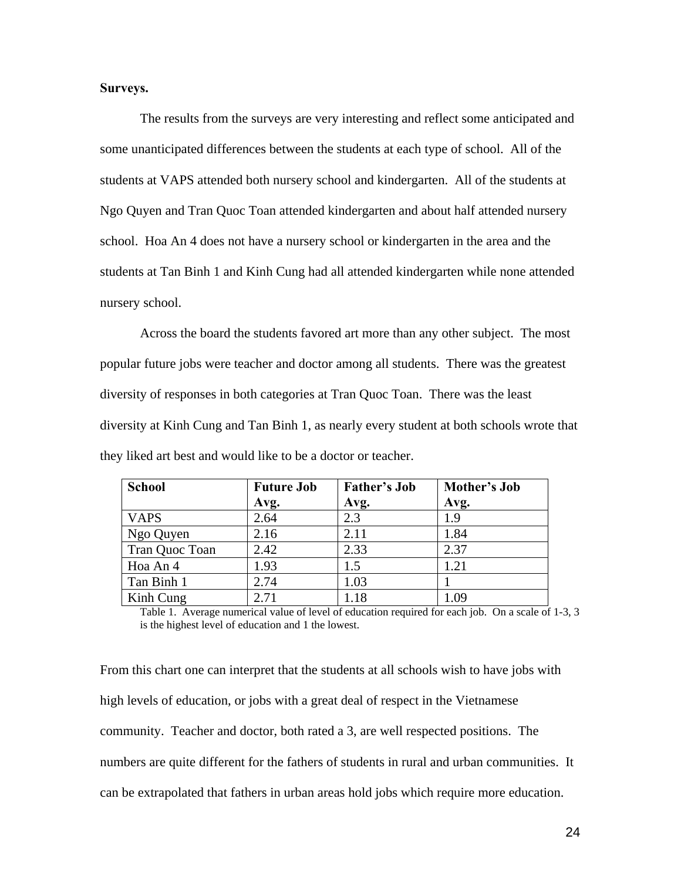**Surveys.**

The results from the surveys are very interesting and reflect some anticipated and some unanticipated differences between the students at each type of school. All of the students at VAPS attended both nursery school and kindergarten. All of the students at Ngo Quyen and Tran Quoc Toan attended kindergarten and about half attended nursery school. Hoa An 4 does not have a nursery school or kindergarten in the area and the students at Tan Binh 1 and Kinh Cung had all attended kindergarten while none attended nursery school.

Across the board the students favored art more than any other subject. The most popular future jobs were teacher and doctor among all students. There was the greatest diversity of responses in both categories at Tran Quoc Toan. There was the least diversity at Kinh Cung and Tan Binh 1, as nearly every student at both schools wrote that they liked art best and would like to be a doctor or teacher.

| **School** | **Future Job Avg.** | **Father's Job Avg.** | **Mother's Job Avg.** |
|---|---|---|---|
| VAPS | 2.64 | 2.3 | 1.9 |
| Ngo Quyen | 2.16 | 2.11 | 1.84 |
| Tran Quoc Toan | 2.42 | 2.33 | 2.37 |
| Hoa An 4 | 1.93 | 1.5 | 1.21 |
| Tan Binh 1 | 2.74 | 1.03 | 1 |
| Kinh Cung | 2.71 | 1.18 | 1.09 |

Table 1. Average numerical value of level of education required for each job. On a scale of 1-3, 3 is the highest level of education and 1 the lowest.

From this chart one can interpret that the students at all schools wish to have jobs with high levels of education, or jobs with a great deal of respect in the Vietnamese community. Teacher and doctor, both rated a 3, are well respected positions. The numbers are quite different for the fathers of students in rural and urban communities. It can be extrapolated that fathers in urban areas hold jobs which require more education.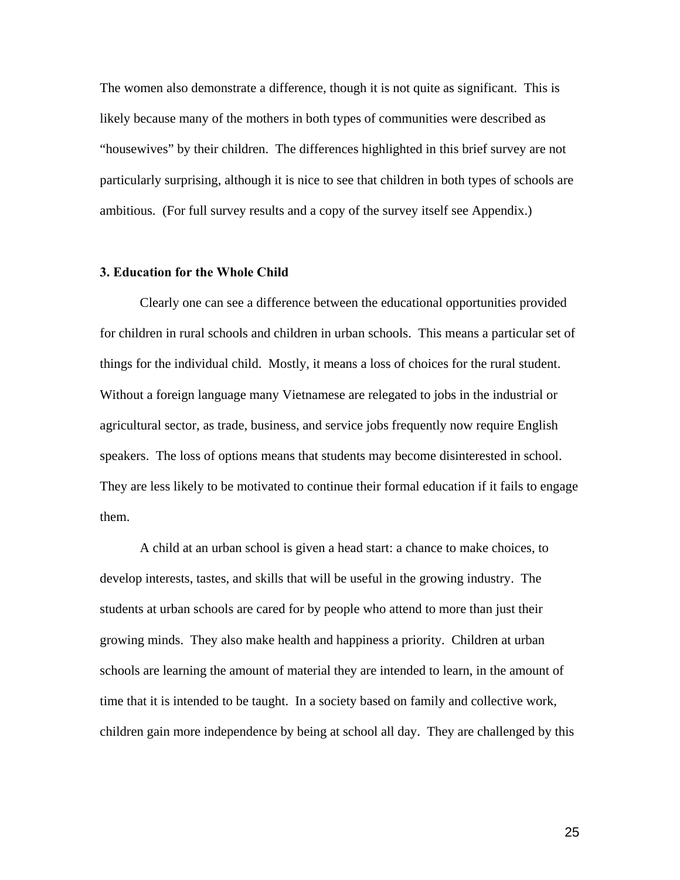The women also demonstrate a difference, though it is not quite as significant. This is likely because many of the mothers in both types of communities were described as “housewives” by their children. The differences highlighted in this brief survey are not particularly surprising, although it is nice to see that children in both types of schools are ambitious. (For full survey results and a copy of the survey itself see Appendix.)

### 3. Education for the Whole Child

Clearly one can see a difference between the educational opportunities provided for children in rural schools and children in urban schools. This means a particular set of things for the individual child. Mostly, it means a loss of choices for the rural student. Without a foreign language many Vietnamese are relegated to jobs in the industrial or agricultural sector, as trade, business, and service jobs frequently now require English speakers. The loss of options means that students may become disinterested in school. They are less likely to be motivated to continue their formal education if it fails to engage them.

A child at an urban school is given a head start: a chance to make choices, to develop interests, tastes, and skills that will be useful in the growing industry. The students at urban schools are cared for by people who attend to more than just their growing minds. They also make health and happiness a priority. Children at urban schools are learning the amount of material they are intended to learn, in the amount of time that it is intended to be taught. In a society based on family and collective work, children gain more independence by being at school all day. They are challenged by this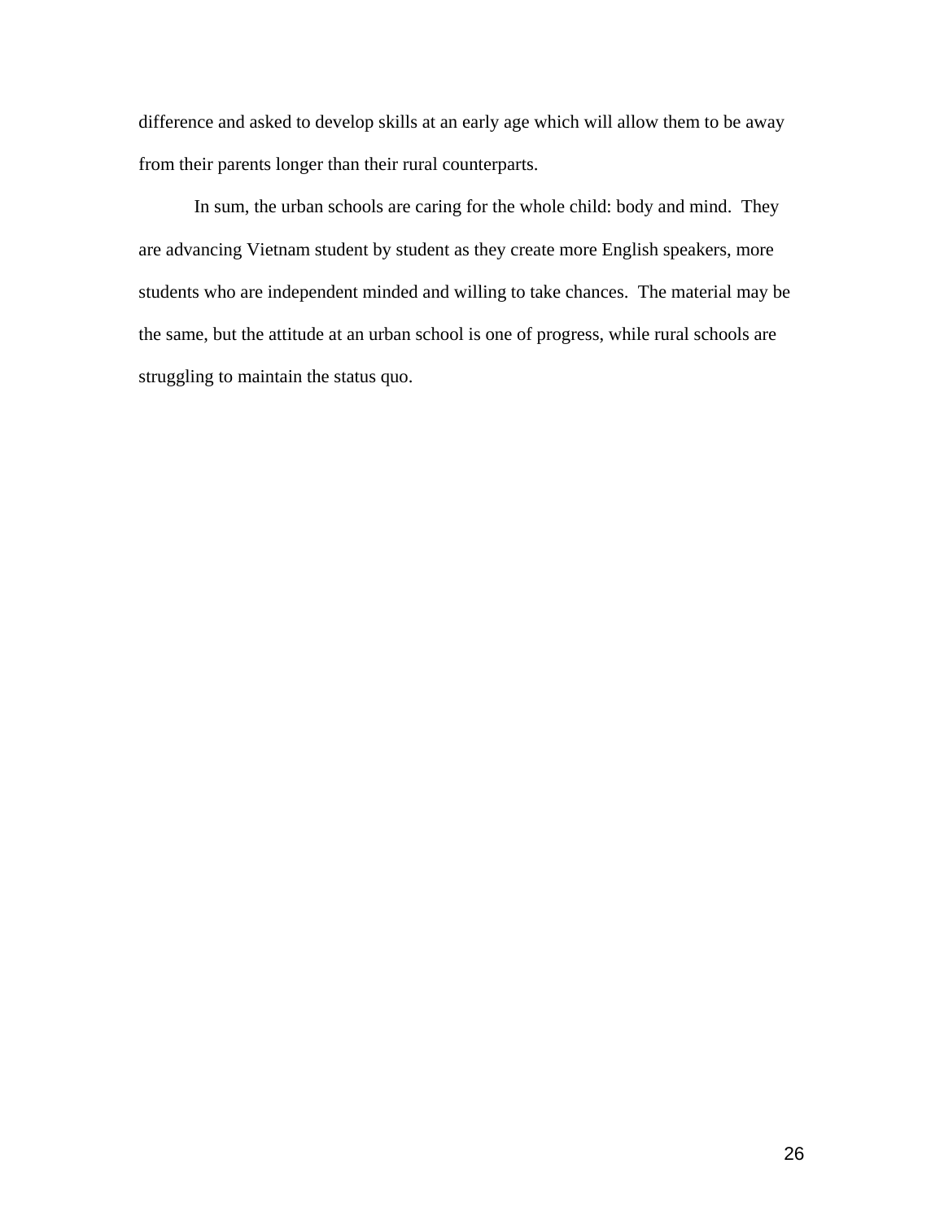difference and asked to develop skills at an early age which will allow them to be away from their parents longer than their rural counterparts.

In sum, the urban schools are caring for the whole child: body and mind. They are advancing Vietnam student by student as they create more English speakers, more students who are independent minded and willing to take chances. The material may be the same, but the attitude at an urban school is one of progress, while rural schools are struggling to maintain the status quo.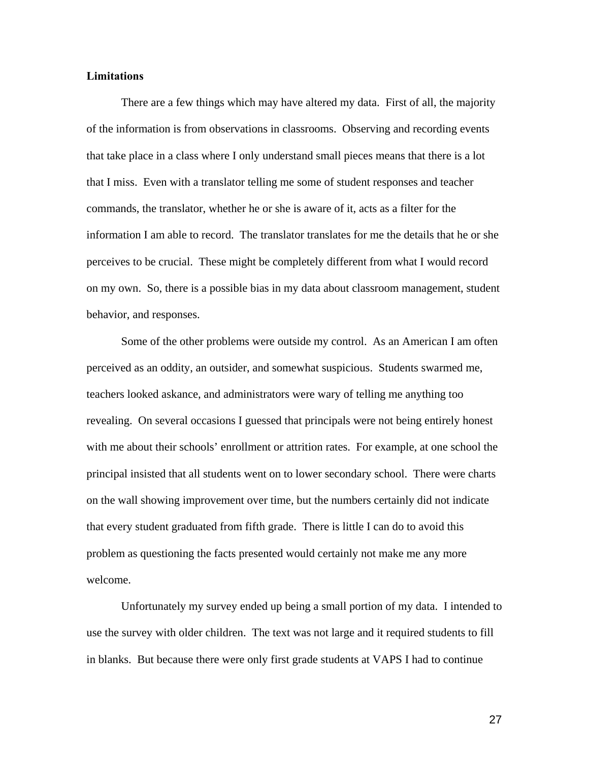**Limitations**

There are a few things which may have altered my data. First of all, the majority of the information is from observations in classrooms. Observing and recording events that take place in a class where I only understand small pieces means that there is a lot that I miss. Even with a translator telling me some of student responses and teacher commands, the translator, whether he or she is aware of it, acts as a filter for the information I am able to record. The translator translates for me the details that he or she perceives to be crucial. These might be completely different from what I would record on my own. So, there is a possible bias in my data about classroom management, student behavior, and responses.

Some of the other problems were outside my control. As an American I am often perceived as an oddity, an outsider, and somewhat suspicious. Students swarmed me, teachers looked askance, and administrators were wary of telling me anything too revealing. On several occasions I guessed that principals were not being entirely honest with me about their schools' enrollment or attrition rates. For example, at one school the principal insisted that all students went on to lower secondary school. There were charts on the wall showing improvement over time, but the numbers certainly did not indicate that every student graduated from fifth grade. There is little I can do to avoid this problem as questioning the facts presented would certainly not make me any more welcome.

Unfortunately my survey ended up being a small portion of my data. I intended to use the survey with older children. The text was not large and it required students to fill in blanks. But because there were only first grade students at VAPS I had to continue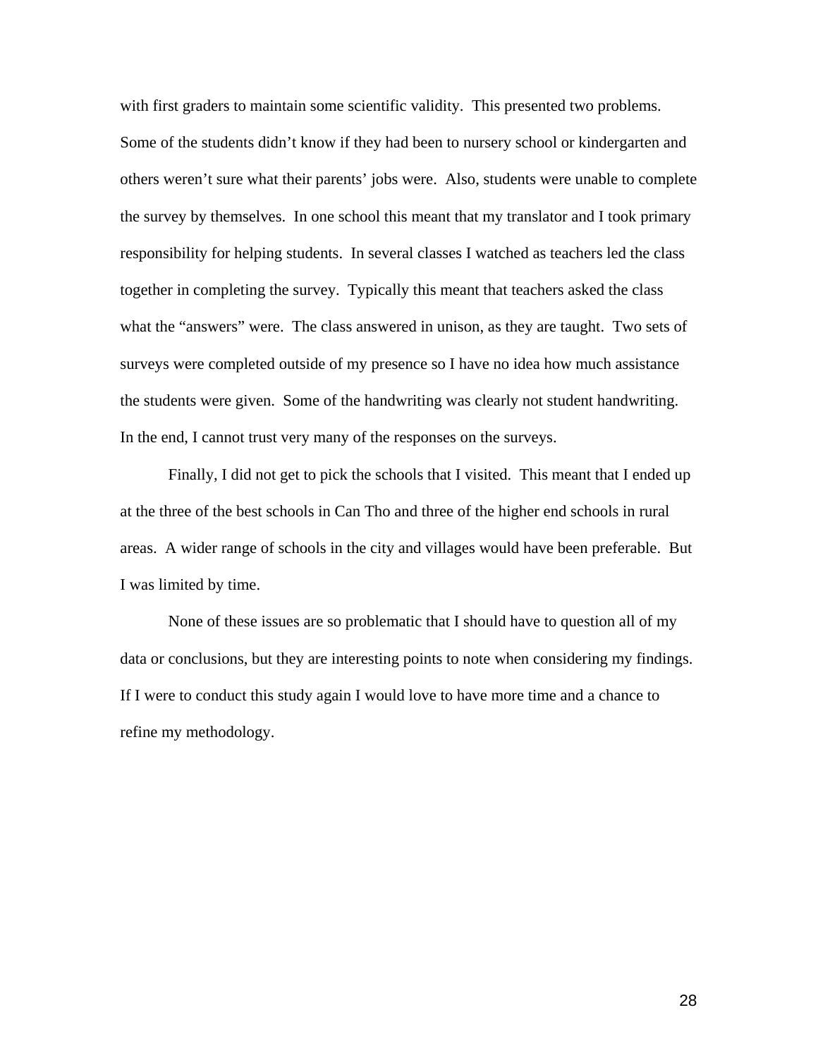with first graders to maintain some scientific validity. This presented two problems. Some of the students didn't know if they had been to nursery school or kindergarten and others weren't sure what their parents' jobs were. Also, students were unable to complete the survey by themselves. In one school this meant that my translator and I took primary responsibility for helping students. In several classes I watched as teachers led the class together in completing the survey. Typically this meant that teachers asked the class what the "answers" were. The class answered in unison, as they are taught. Two sets of surveys were completed outside of my presence so I have no idea how much assistance the students were given. Some of the handwriting was clearly not student handwriting. In the end, I cannot trust very many of the responses on the surveys.

Finally, I did not get to pick the schools that I visited. This meant that I ended up at the three of the best schools in Can Tho and three of the higher end schools in rural areas. A wider range of schools in the city and villages would have been preferable. But I was limited by time.

None of these issues are so problematic that I should have to question all of my data or conclusions, but they are interesting points to note when considering my findings. If I were to conduct this study again I would love to have more time and a chance to refine my methodology.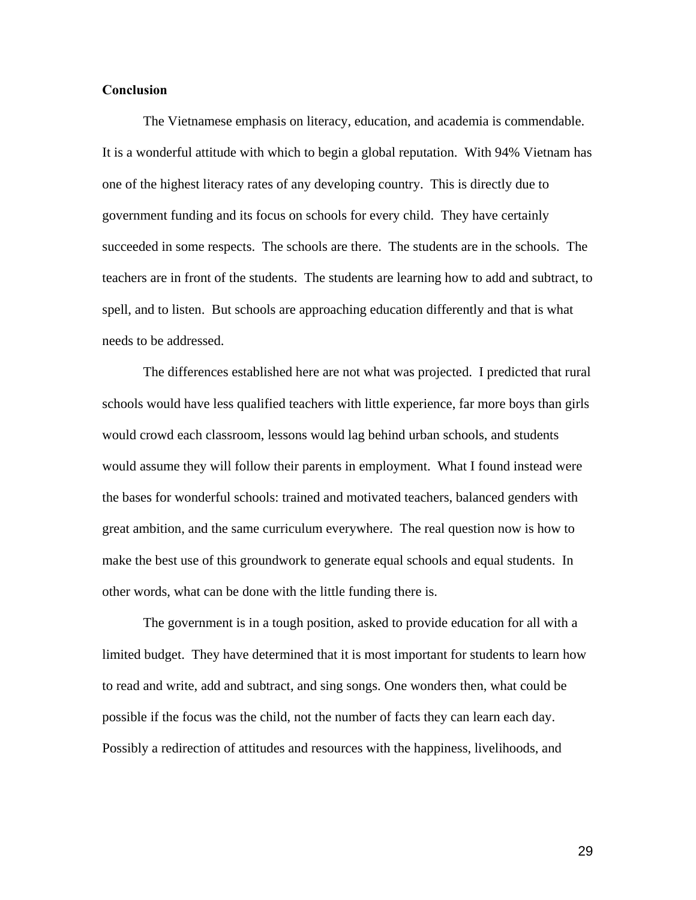**Conclusion**

The Vietnamese emphasis on literacy, education, and academia is commendable. It is a wonderful attitude with which to begin a global reputation. With 94% Vietnam has one of the highest literacy rates of any developing country. This is directly due to government funding and its focus on schools for every child. They have certainly succeeded in some respects. The schools are there. The students are in the schools. The teachers are in front of the students. The students are learning how to add and subtract, to spell, and to listen. But schools are approaching education differently and that is what needs to be addressed.

The differences established here are not what was projected. I predicted that rural schools would have less qualified teachers with little experience, far more boys than girls would crowd each classroom, lessons would lag behind urban schools, and students would assume they will follow their parents in employment. What I found instead were the bases for wonderful schools: trained and motivated teachers, balanced genders with great ambition, and the same curriculum everywhere. The real question now is how to make the best use of this groundwork to generate equal schools and equal students. In other words, what can be done with the little funding there is.

The government is in a tough position, asked to provide education for all with a limited budget. They have determined that it is most important for students to learn how to read and write, add and subtract, and sing songs. One wonders then, what could be possible if the focus was the child, not the number of facts they can learn each day. Possibly a redirection of attitudes and resources with the happiness, livelihoods, and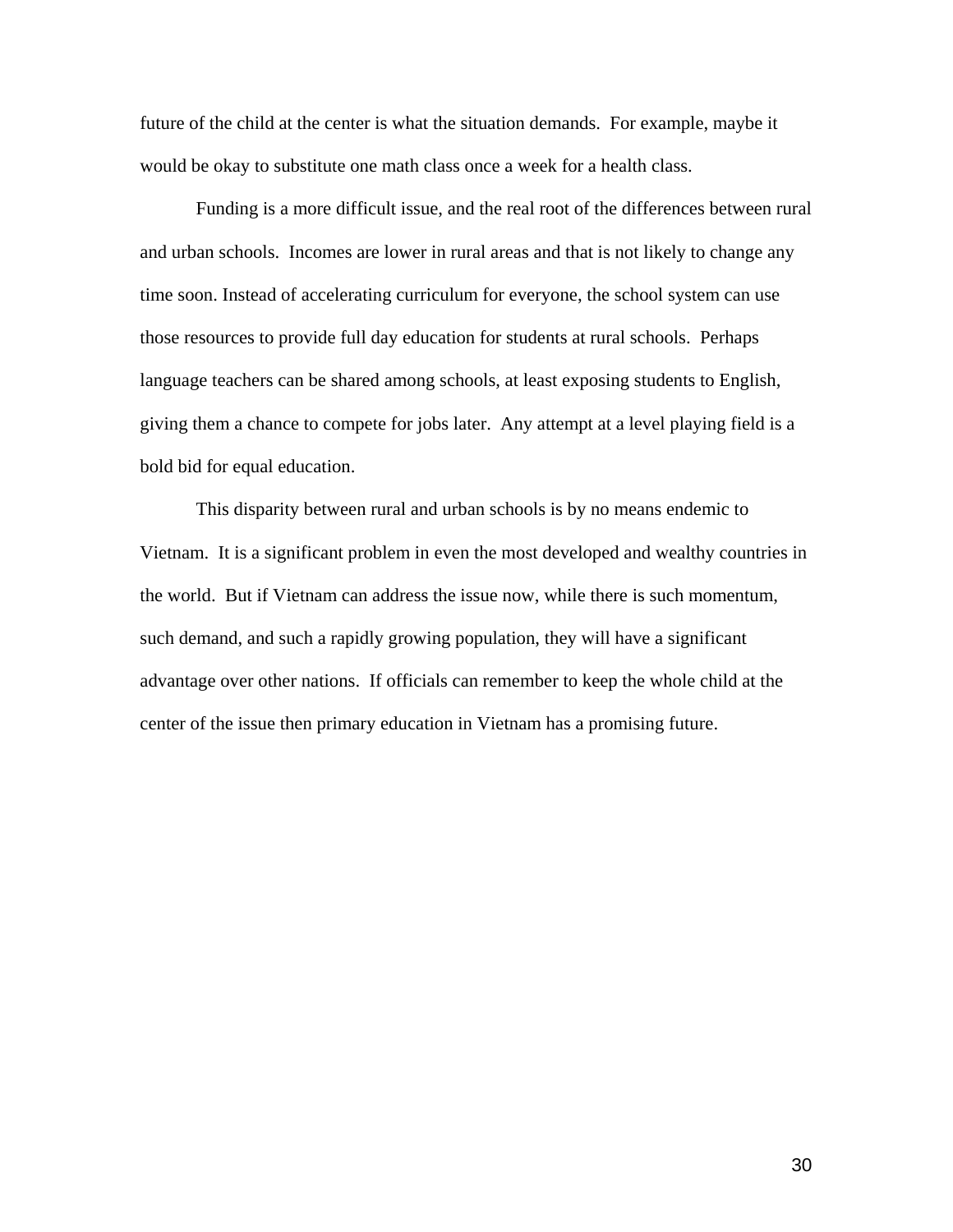future of the child at the center is what the situation demands. For example, maybe it would be okay to substitute one math class once a week for a health class.

Funding is a more difficult issue, and the real root of the differences between rural and urban schools. Incomes are lower in rural areas and that is not likely to change any time soon. Instead of accelerating curriculum for everyone, the school system can use those resources to provide full day education for students at rural schools. Perhaps language teachers can be shared among schools, at least exposing students to English, giving them a chance to compete for jobs later. Any attempt at a level playing field is a bold bid for equal education.

This disparity between rural and urban schools is by no means endemic to Vietnam. It is a significant problem in even the most developed and wealthy countries in the world. But if Vietnam can address the issue now, while there is such momentum, such demand, and such a rapidly growing population, they will have a significant advantage over other nations. If officials can remember to keep the whole child at the center of the issue then primary education in Vietnam has a promising future.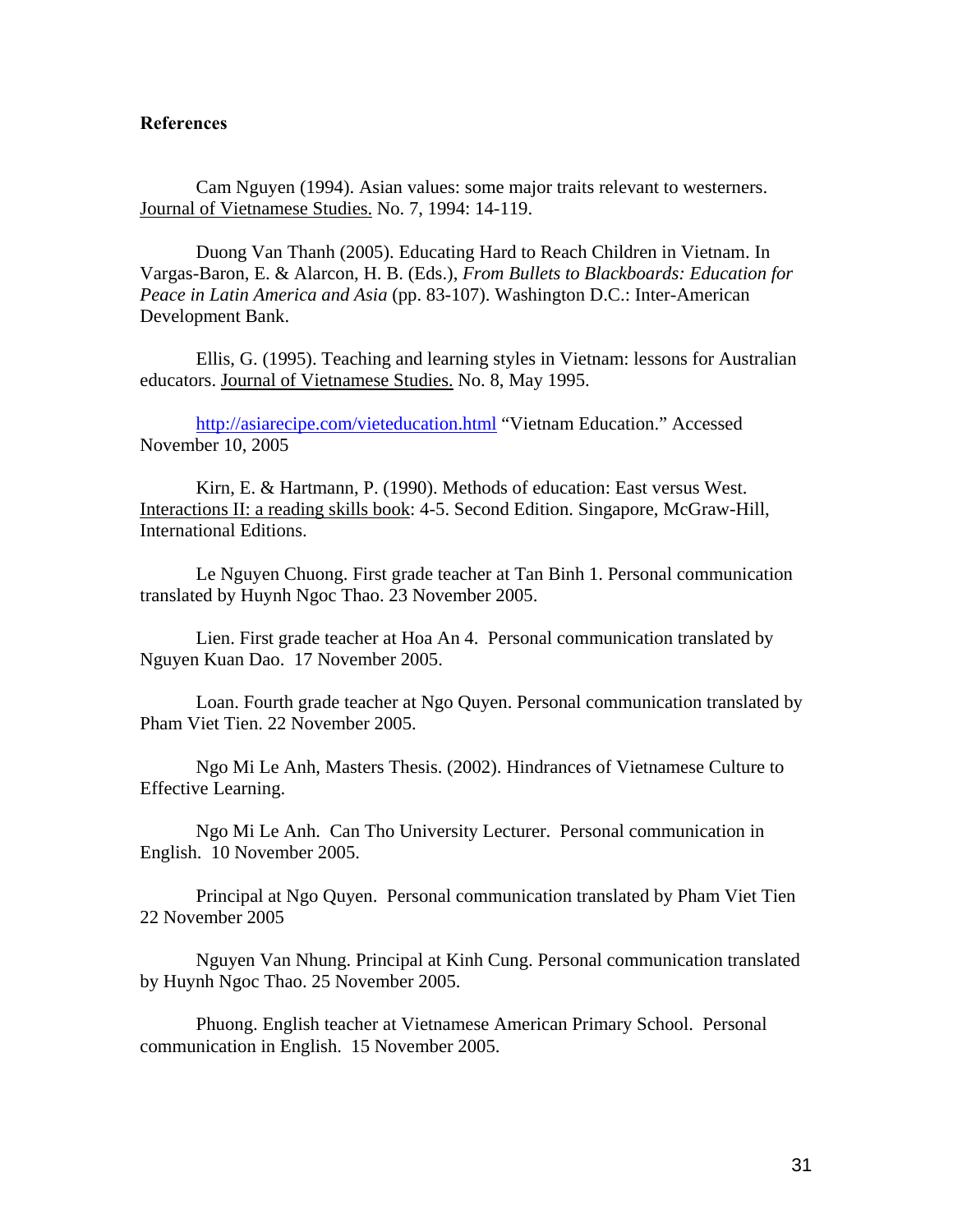**References**

Cam Nguyen (1994). Asian values: some major traits relevant to westerners. Journal of Vietnamese Studies. No. 7, 1994: 14-119.

Duong Van Thanh (2005). Educating Hard to Reach Children in Vietnam. In Vargas-Baron, E. & Alarcon, H. B. (Eds.), *From Bullets to Blackboards: Education for Peace in Latin America and Asia* (pp. 83-107). Washington D.C.: Inter-American Development Bank.

Ellis, G. (1995). Teaching and learning styles in Vietnam: lessons for Australian educators. Journal of Vietnamese Studies. No. 8, May 1995.

http://asiarecipe.com/vieteducation.html "Vietnam Education." Accessed November 10, 2005

Kirn, E. & Hartmann, P. (1990). Methods of education: East versus West. Interactions II: a reading skills book: 4-5. Second Edition. Singapore, McGraw-Hill, International Editions.

Le Nguyen Chuong. First grade teacher at Tan Binh 1. Personal communication translated by Huynh Ngoc Thao. 23 November 2005.

Lien. First grade teacher at Hoa An 4. Personal communication translated by Nguyen Kuan Dao. 17 November 2005.

Loan. Fourth grade teacher at Ngo Quyen. Personal communication translated by Pham Viet Tien. 22 November 2005.

Ngo Mi Le Anh, Masters Thesis. (2002). Hindrances of Vietnamese Culture to Effective Learning.

Ngo Mi Le Anh. Can Tho University Lecturer. Personal communication in English. 10 November 2005.

Principal at Ngo Quyen. Personal communication translated by Pham Viet Tien 22 November 2005

Nguyen Van Nhung. Principal at Kinh Cung. Personal communication translated by Huynh Ngoc Thao. 25 November 2005.

Phuong. English teacher at Vietnamese American Primary School. Personal communication in English. 15 November 2005.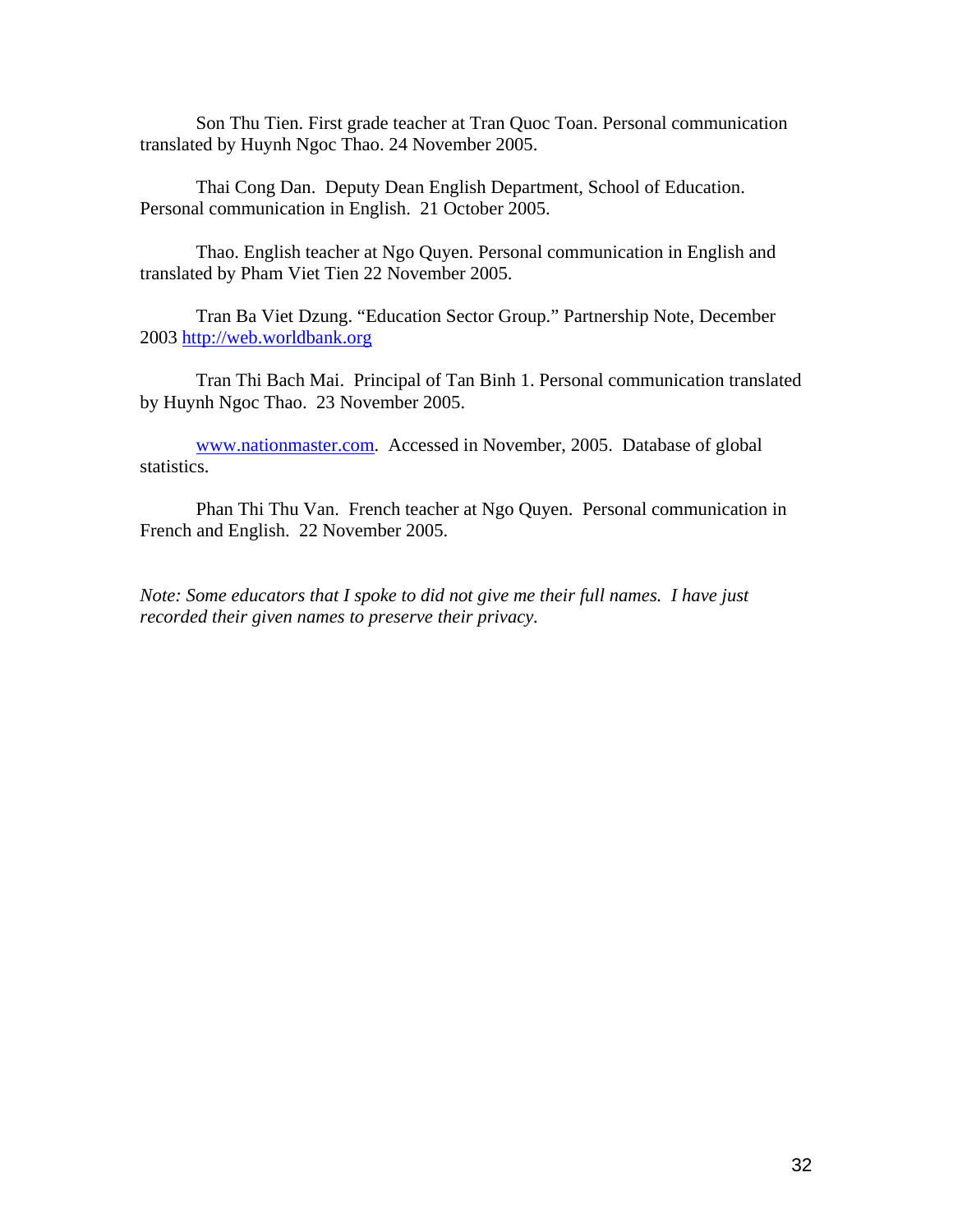Son Thu Tien. First grade teacher at Tran Quoc Toan. Personal communication translated by Huynh Ngoc Thao. 24 November 2005.

Thai Cong Dan. Deputy Dean English Department, School of Education. Personal communication in English. 21 October 2005.

Thao. English teacher at Ngo Quyen. Personal communication in English and translated by Pham Viet Tien 22 November 2005.

Tran Ba Viet Dzung. "Education Sector Group." Partnership Note, December 2003 http://web.worldbank.org

Tran Thi Bach Mai. Principal of Tan Binh 1. Personal communication translated by Huynh Ngoc Thao. 23 November 2005.

www.nationmaster.com. Accessed in November, 2005. Database of global statistics.

Phan Thi Thu Van. French teacher at Ngo Quyen. Personal communication in French and English. 22 November 2005.

*Note: Some educators that I spoke to did not give me their full names. I have just recorded their given names to preserve their privacy.*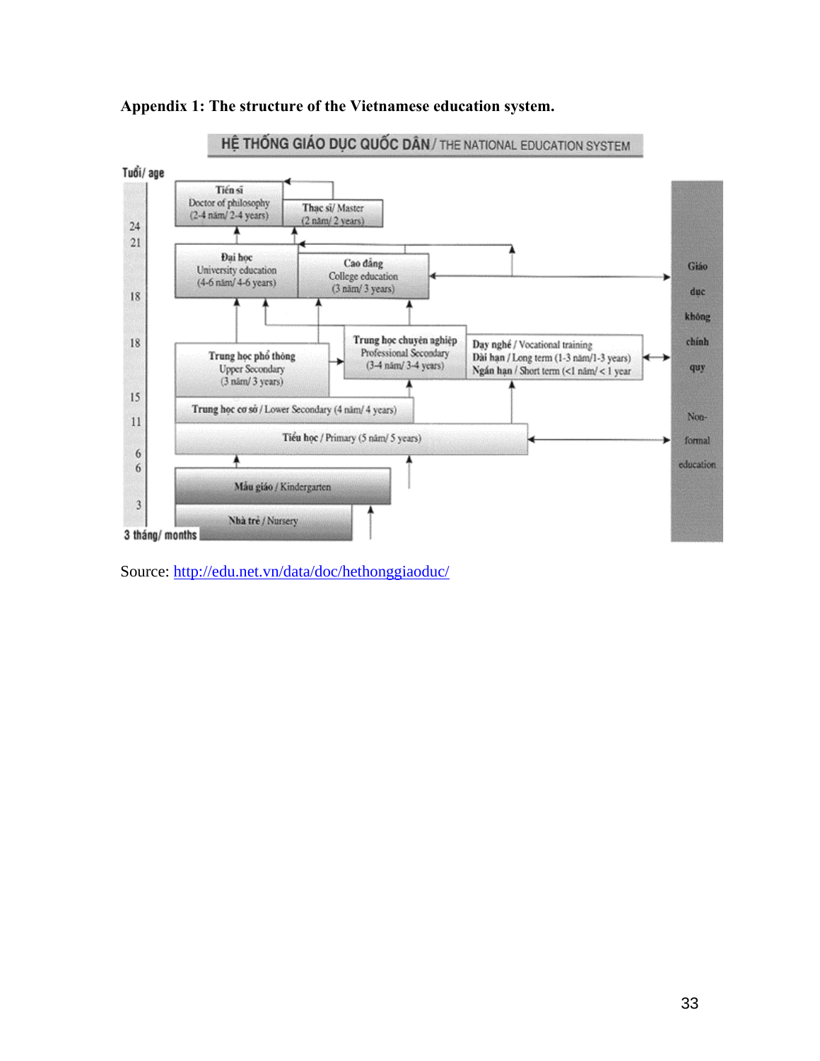**Appendix 1: The structure of the Vietnamese education system.**

HỆ THỐNG GIÁO DỤC QUỐC DÂN / THE NATIONAL EDUCATION SYSTEM

Tuổi/ age

Tiến sĩ
Doctor of philosophy
(2-4 năm/ 2-4 years)

Thạc sĩ/ Master
(2 năm/ 2 years)

24

21

Đại học
University education
(4-6 năm/ 4-6 years)

Cao đẳng
College education
(3 năm/ 3 years)

18

18

Trung học phổ thông
Upper Secondary
(3 năm/ 3 years)

Trung học chuyên nghiệp
Professional Secondary
(3-4 năm/ 3-4 years)

Dạy nghề / Vocational training
Dài hạn / Long term (1-3 năm/1-3 years)
Ngắn hạn / Short term (<1 năm/ < 1 year

15

Trung học cơ sở / Lower Secondary (4 năm/ 4 years)

11

Tiểu học / Primary (5 năm/ 5 years)

6

6

Mẫu giáo / Kindergarten

3

Nhà trẻ / Nursery

3 tháng/ months

Giáo dục không chính quy

Non-formal education

Source: [http://edu.net.vn/data/doc/hethonggiaoduc/](http://edu.net.vn/data/doc/hethonggiaoduc/)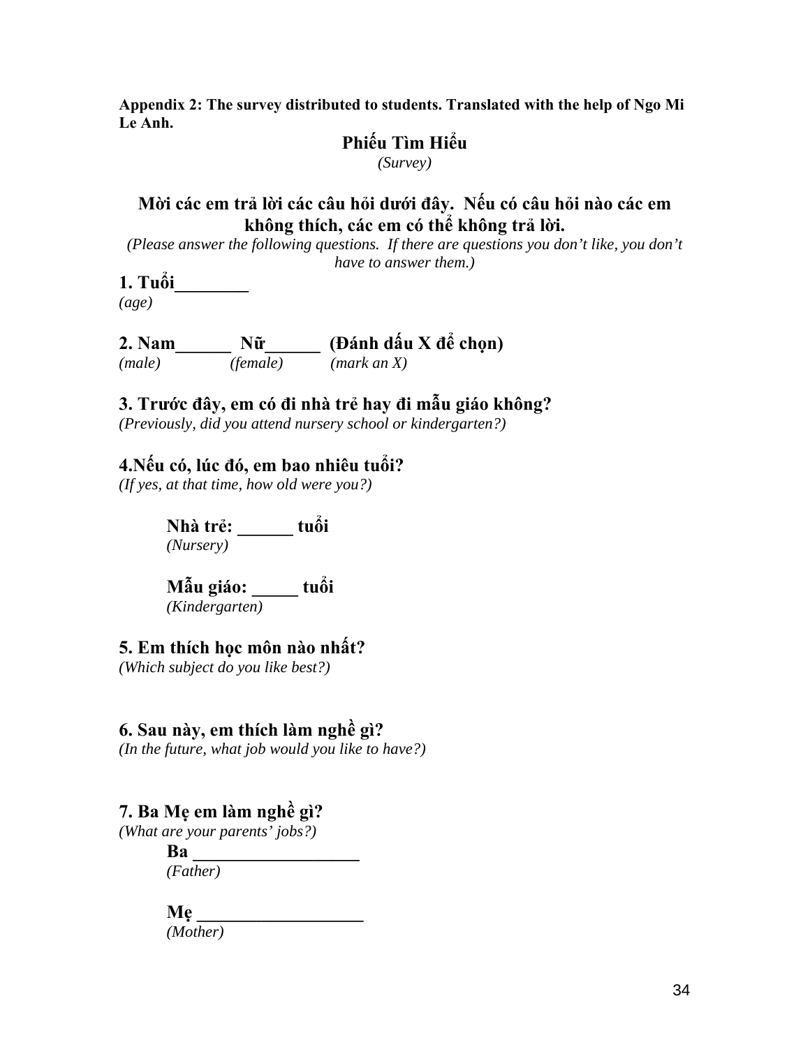**Appendix 2: The survey distributed to students. Translated with the help of Ngo Mi Le Anh.**

## Phiếu Tìm Hiểu

*(Survey)*

### Mời các em trả lời các câu hỏi dưới đây. Nếu có câu hỏi nào các em không thích, các em có thể không trả lời.

*(Please answer the following questions. If there are questions you don't like, you don't have to answer them.)*

**1. Tuổi________**
*(age)*

**2. Nam______ Nữ______ (Đánh dấu X để chọn)**
*(male)* *(female)* *(mark an X)*

**3. Trước đây, em có đi nhà trẻ hay đi mẫu giáo không?**
*(Previously, did you attend nursery school or kindergarten?)*

**4.Nếu có, lúc đó, em bao nhiêu tuổi?**
*(If yes, at that time, how old were you?)*

> **Nhà trẻ: ______ tuổi**
> *(Nursery)*
>
> **Mẫu giáo: _____ tuổi**
> *(Kindergarten)*

**5. Em thích học môn nào nhất?**
*(Which subject do you like best?)*

**6. Sau này, em thích làm nghề gì?**
*(In the future, what job would you like to have?)*

**7. Ba Mẹ em làm nghề gì?**
*(What are your parents' jobs?)*

> **Ba ___________________**
> *(Father)*
>
> **Mẹ ___________________**
> *(Mother)*